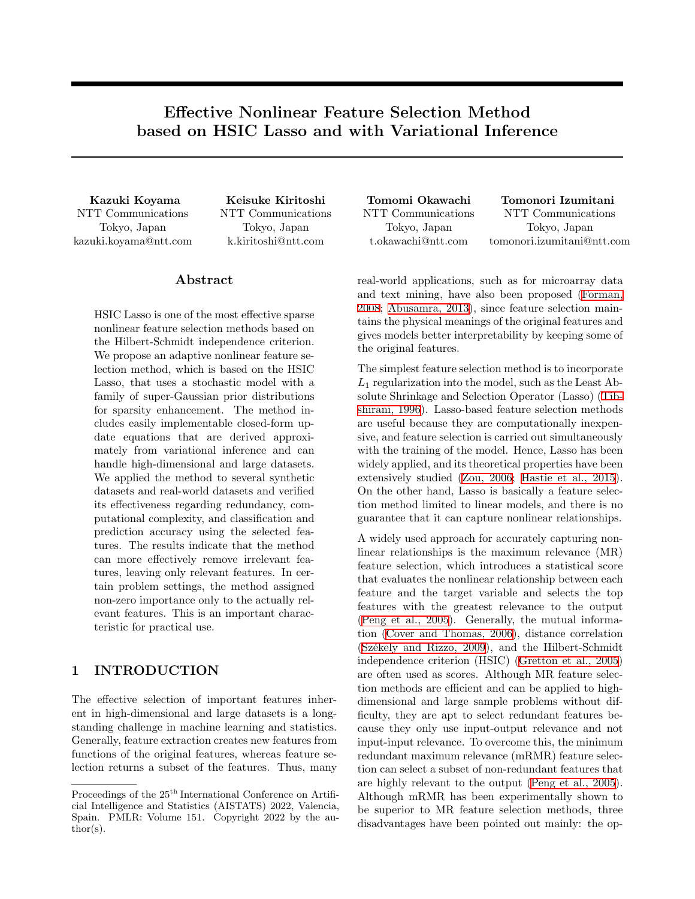# Effective Nonlinear Feature Selection Method based on HSIC Lasso and with Variational Inference

**Kazuki Koyama**
NTT Communications
Tokyo, Japan
kazuki.koyama@ntt.com

**Keisuke Kiritoshi**
NTT Communications
Tokyo, Japan
k.kiritoshi@ntt.com

**Tomomi Okawachi**
NTT Communications
Tokyo, Japan
t.okawachi@ntt.com

**Tomonori Izumitani**
NTT Communications
Tokyo, Japan
tomonori.izumitani@ntt.com

## Abstract

HSIC Lasso is one of the most effective sparse nonlinear feature selection methods based on the Hilbert-Schmidt independence criterion. We propose an adaptive nonlinear feature selection method, which is based on the HSIC Lasso, that uses a stochastic model with a family of super-Gaussian prior distributions for sparsity enhancement. The method includes easily implementable closed-form update equations that are derived approximately from variational inference and can handle high-dimensional and large datasets. We applied the method to several synthetic datasets and real-world datasets and verified its effectiveness regarding redundancy, computational complexity, and classification and prediction accuracy using the selected features. The results indicate that the method can more effectively remove irrelevant features, leaving only relevant features. In certain problem settings, the method assigned non-zero importance only to the actually relevant features. This is an important characteristic for practical use.

## 1 INTRODUCTION

The effective selection of important features inherent in high-dimensional and large datasets is a longstanding challenge in machine learning and statistics. Generally, feature extraction creates new features from functions of the original features, whereas feature selection returns a subset of the features. Thus, many real-world applications, such as for microarray data and text mining, have also been proposed (Forman, 2008; Abusamra, 2013), since feature selection maintains the physical meanings of the original features and gives models better interpretability by keeping some of the original features.

The simplest feature selection method is to incorporate $L_1$ regularization into the model, such as the Least Absolute Shrinkage and Selection Operator (Lasso) (Tibshirani, 1996). Lasso-based feature selection methods are useful because they are computationally inexpensive, and feature selection is carried out simultaneously with the training of the model. Hence, Lasso has been widely applied, and its theoretical properties have been extensively studied (Zou, 2006; Hastie et al., 2015). On the other hand, Lasso is basically a feature selection method limited to linear models, and there is no guarantee that it can capture nonlinear relationships.

A widely used approach for accurately capturing nonlinear relationships is the maximum relevance (MR) feature selection, which introduces a statistical score that evaluates the nonlinear relationship between each feature and the target variable and selects the top features with the greatest relevance to the output (Peng et al., 2005). Generally, the mutual information (Cover and Thomas, 2006), distance correlation (Székely and Rizzo, 2009), and the Hilbert-Schmidt independence criterion (HSIC) (Gretton et al., 2005) are often used as scores. Although MR feature selection methods are efficient and can be applied to high-dimensional and large sample problems without difficulty, they are apt to select redundant features because they only use input-output relevance and not input-input relevance. To overcome this, the minimum redundant maximum relevance (mRMR) feature selection can select a subset of non-redundant features that are highly relevant to the output (Peng et al., 2005). Although mRMR has been experimentally shown to be superior to MR feature selection methods, three disadvantages have been pointed out mainly: the op-

Proceedings of the 25[th] International Conference on Artificial Intelligence and Statistics (AISTATS) 2022, Valencia, Spain. PMLR: Volume 151. Copyright 2022 by the author(s).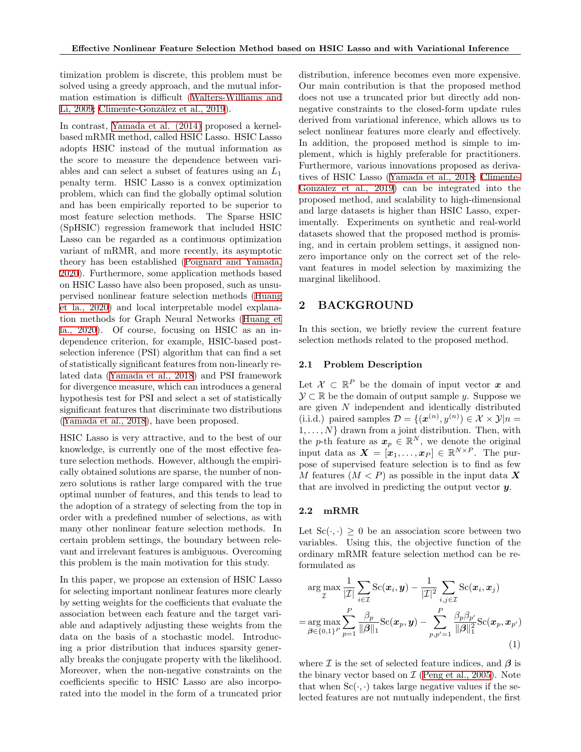timization problem is discrete, this problem must be solved using a greedy approach, and the mutual information estimation is difficult (Walters-Williams and Li, 2009; Climente-González et al., 2019).

In contrast, Yamada et al. (2014) proposed a kernel-based mRMR method, called HSIC Lasso. HSIC Lasso adopts HSIC instead of the mutual information as the score to measure the dependence between variables and can select a subset of features using an $L_1$ penalty term. HSIC Lasso is a convex optimization problem, which can find the globally optimal solution and has been empirically reported to be superior to most feature selection methods. The Sparse HSIC (SpHSIC) regression framework that included HSIC Lasso can be regarded as a continuous optimization variant of mRMR, and more recently, its asymptotic theory has been established (Poignard and Yamada, 2020). Furthermore, some application methods based on HSIC Lasso have also been proposed, such as unsupervised nonlinear feature selection methods (Huang et la., 2020) and local interpretable model explanation methods for Graph Neural Networks (Huang et la., 2020). Of course, focusing on HSIC as an independence criterion, for example, HSIC-based post-selection inference (PSI) algorithm that can find a set of statistically significant features from non-linearly related data (Yamada et al., 2018) and PSI framework for divergence measure, which can introduces a general hypothesis test for PSI and select a set of statistically significant features that discriminate two distributions (Yamada et al., 2018), have been proposed.

HSIC Lasso is very attractive, and to the best of our knowledge, is currently one of the most effective feature selection methods. However, although the empirically obtained solutions are sparse, the number of nonzero solutions is rather large compared with the true optimal number of features, and this tends to lead to the adoption of a strategy of selecting from the top in order with a predefined number of selections, as with many other nonlinear feature selection methods. In certain problem settings, the boundary between relevant and irrelevant features is ambiguous. Overcoming this problem is the main motivation for this study.

In this paper, we propose an extension of HSIC Lasso for selecting important nonlinear features more clearly by setting weights for the coefficients that evaluate the association between each feature and the target variable and adaptively adjusting these weights from the data on the basis of a stochastic model. Introducing a prior distribution that induces sparsity generally breaks the conjugate property with the likelihood. Moreover, when the non-negative constraints on the coefficients specific to HSIC Lasso are also incorporated into the model in the form of a truncated prior distribution, inference becomes even more expensive. Our main contribution is that the proposed method does not use a truncated prior but directly add non-negative constraints to the closed-form update rules derived from variational inference, which allows us to select nonlinear features more clearly and effectively. In addition, the proposed method is simple to implement, which is highly preferable for practitioners. Furthermore, various innovations proposed as derivatives of HSIC Lasso (Yamada et al., 2018; Climente-González et al., 2019) can be integrated into the proposed method, and scalability to high-dimensional and large datasets is higher than HSIC Lasso, experimentally. Experiments on synthetic and real-world datasets showed that the proposed method is promising, and in certain problem settings, it assigned nonzero importance only on the correct set of the relevant features in model selection by maximizing the marginal likelihood.

# 2 BACKGROUND

In this section, we briefly review the current feature selection methods related to the proposed method.

## 2.1 Problem Description

Let $\mathcal{X} \subset \mathbb{R}^P$ be the domain of input vector $\boldsymbol{x}$ and $\mathcal{Y} \subset \mathbb{R}$ be the domain of output sample $y$. Suppose we are given $N$ independent and identically distributed (i.i.d.) paired samples $\mathcal{D} = \{(\boldsymbol{x}^{(n)}, y^{(n)}) \in \mathcal{X} \times \mathcal{Y} | n = 1, \dots, N\}$ drawn from a joint distribution. Then, with the $p$-th feature as $\boldsymbol{x}_p \in \mathbb{R}^N$, we denote the original input data as $\boldsymbol{X} = [\boldsymbol{x}_1, \dots, \boldsymbol{x}_P] \in \mathbb{R}^{N \times P}$. The purpose of supervised feature selection is to find as few $M$ features ($M < P$) as possible in the input data $\boldsymbol{X}$ that are involved in predicting the output vector $\boldsymbol{y}$.

## 2.2 mRMR

Let $\mathrm{Sc}(\cdot, \cdot) \geq 0$ be an association score between two variables. Using this, the objective function of the ordinary mRMR feature selection method can be reformulated as

$$
\begin{aligned}
&\arg\max_{\mathcal{I}} \frac{1}{|\mathcal{I}|} \sum_{i \in \mathcal{I}} \mathrm{Sc}(\boldsymbol{x}_i, \boldsymbol{y}) - \frac{1}{|\mathcal{I}|^2} \sum_{i,j \in \mathcal{I}} \mathrm{Sc}(\boldsymbol{x}_i, \boldsymbol{x}_j) \\
&= \arg\max_{\boldsymbol{\beta} \in \{0,1\}^P} \sum_{p=1}^{P} \frac{\beta_p}{\|\boldsymbol{\beta}\|_1} \mathrm{Sc}(\boldsymbol{x}_p, \boldsymbol{y}) - \sum_{p,p'=1}^{P} \frac{\beta_p \beta_{p'}}{\|\boldsymbol{\beta}\|_1^2} \mathrm{Sc}(\boldsymbol{x}_p, \boldsymbol{x}_{p'})
\end{aligned}
\tag{1}
$$

where $\mathcal{I}$ is the set of selected feature indices, and $\boldsymbol{\beta}$ is the binary vector based on $\mathcal{I}$ (Peng et al., 2005). Note that when $\mathrm{Sc}(\cdot, \cdot)$ takes large negative values if the selected features are not mutually independent, the first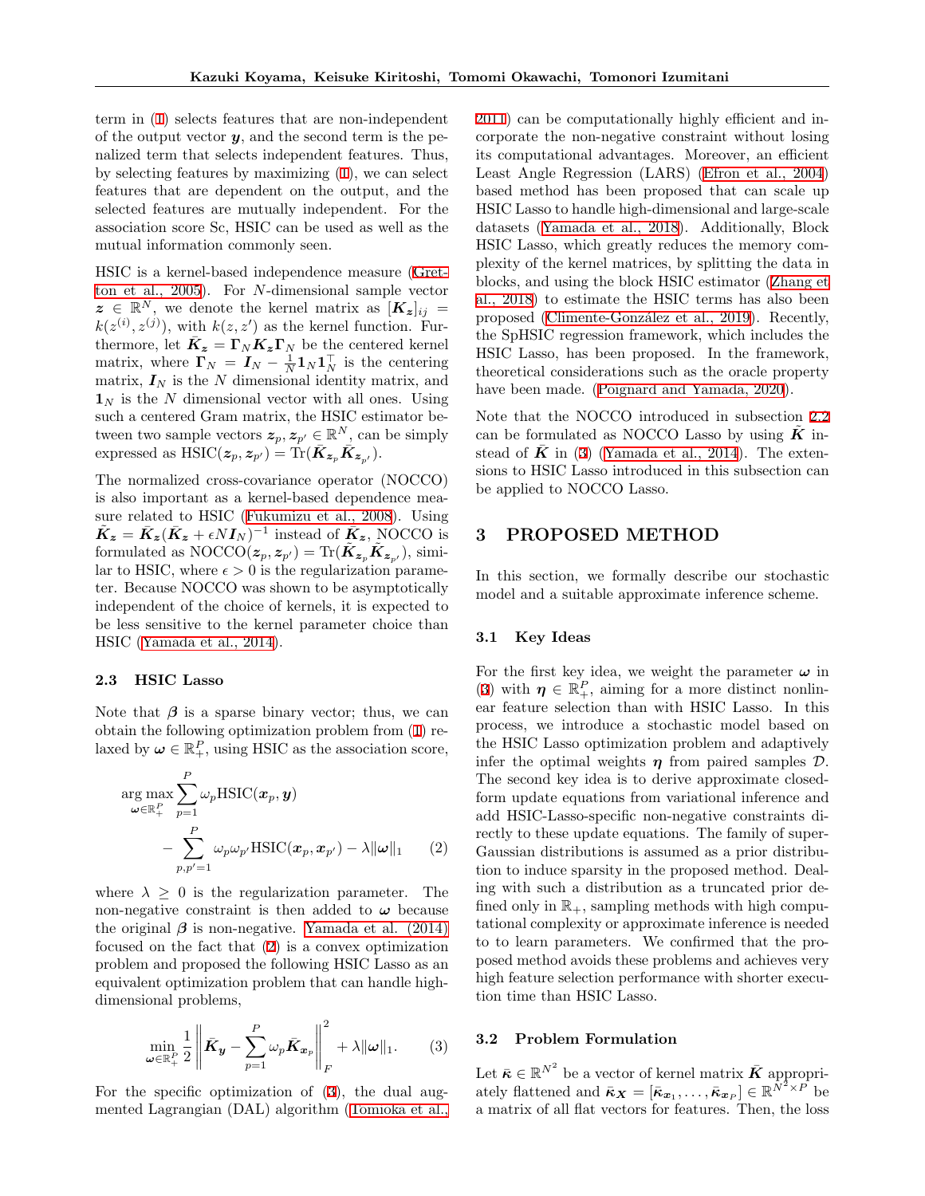term in (1) selects features that are non-independent of the output vector $\boldsymbol{y}$, and the second term is the penalized term that selects independent features. Thus, by selecting features by maximizing (1), we can select features that are dependent on the output, and the selected features are mutually independent. For the association score Sc, HSIC can be used as well as the mutual information commonly seen.

HSIC is a kernel-based independence measure (Gretton et al., 2005). For $N$-dimensional sample vector $\boldsymbol{z} \in \mathbb{R}^N$, we denote the kernel matrix as $[\boldsymbol{K_z}]_{ij} = k(z^{(i)}, z^{(j)})$, with $k(z, z')$ as the kernel function. Furthermore, let $\bar{\boldsymbol{K}}_{\boldsymbol{z}} = \boldsymbol{\Gamma}_N \boldsymbol{K_z} \boldsymbol{\Gamma}_N$ be the centered kernel matrix, where $\boldsymbol{\Gamma}_N = \boldsymbol{I}_N - \frac{1}{N}\boldsymbol{1}_N\boldsymbol{1}_N^\top$ is the centering matrix, $\boldsymbol{I}_N$ is the $N$ dimensional identity matrix, and $\boldsymbol{1}_N$ is the $N$ dimensional vector with all ones. Using such a centered Gram matrix, the HSIC estimator between two sample vectors $\boldsymbol{z}_p, \boldsymbol{z}_{p'} \in \mathbb{R}^N$, can be simply expressed as $\mathrm{HSIC}(\boldsymbol{z}_p, \boldsymbol{z}_{p'}) = \mathrm{Tr}(\bar{\boldsymbol{K}}_{\boldsymbol{z}_p}\bar{\boldsymbol{K}}_{\boldsymbol{z}_{p'}})$.

The normalized cross-covariance operator (NOCCO) is also important as a kernel-based dependence measure related to HSIC (Fukumizu et al., 2008). Using $\tilde{\boldsymbol{K}}_{\boldsymbol{z}} = \bar{\boldsymbol{K}}_{\boldsymbol{z}}(\bar{\boldsymbol{K}}_{\boldsymbol{z}} + \epsilon N \boldsymbol{I}_N)^{-1}$ instead of $\bar{\boldsymbol{K}}_{\boldsymbol{z}}$, NOCCO is formulated as $\mathrm{NOCCO}(\boldsymbol{z}_p, \boldsymbol{z}_{p'}) = \mathrm{Tr}(\tilde{\boldsymbol{K}}_{\boldsymbol{z}_p}\tilde{\boldsymbol{K}}_{\boldsymbol{z}_{p'}})$, similar to HSIC, where $\epsilon > 0$ is the regularization parameter. Because NOCCO was shown to be asymptotically independent of the choice of kernels, it is expected to be less sensitive to the kernel parameter choice than HSIC (Yamada et al., 2014).

### 2.3 HSIC Lasso

Note that $\boldsymbol{\beta}$ is a sparse binary vector; thus, we can obtain the following optimization problem from (1) relaxed by $\boldsymbol{\omega} \in \mathbb{R}_+^P$, using HSIC as the association score,

$$\begin{aligned}\underset{\boldsymbol{\omega}\in\mathbb{R}_+^P}{\arg\max} &\sum_{p=1}^{P} \omega_p \mathrm{HSIC}(\boldsymbol{x}_p, \boldsymbol{y}) \\ &- \sum_{p,p'=1}^{P} \omega_p\omega_{p'}\mathrm{HSIC}(\boldsymbol{x}_p, \boldsymbol{x}_{p'}) - \lambda\|\boldsymbol{\omega}\|_1 \qquad (2)\end{aligned}$$

where $\lambda \geq 0$ is the regularization parameter. The non-negative constraint is then added to $\boldsymbol{\omega}$ because the original $\boldsymbol{\beta}$ is non-negative. Yamada et al. (2014) focused on the fact that (2) is a convex optimization problem and proposed the following HSIC Lasso as an equivalent optimization problem that can handle high-dimensional problems,

$$\min_{\boldsymbol{\omega}\in\mathbb{R}_+^P} \frac{1}{2}\left\|\bar{\boldsymbol{K}}_{\boldsymbol{y}} - \sum_{p=1}^{P}\omega_p\bar{\boldsymbol{K}}_{\boldsymbol{x}_p}\right\|_F^2 + \lambda\|\boldsymbol{\omega}\|_1. \qquad (3)$$

For the specific optimization of (3), the dual augmented Lagrangian (DAL) algorithm (Tomioka et al., 2011) can be computationally highly efficient and incorporate the non-negative constraint without losing its computational advantages. Moreover, an efficient Least Angle Regression (LARS) (Efron et al., 2004) based method has been proposed that can scale up HSIC Lasso to handle high-dimensional and large-scale datasets (Yamada et al., 2018). Additionally, Block HSIC Lasso, which greatly reduces the memory complexity of the kernel matrices, by splitting the data in blocks, and using the block HSIC estimator (Zhang et al., 2018) to estimate the HSIC terms has also been proposed (Climente-González et al., 2019). Recently, the SpHSIC regression framework, which includes the HSIC Lasso, has been proposed. In the framework, theoretical considerations such as the oracle property have been made. (Poignard and Yamada, 2020).

Note that the NOCCO introduced in subsection 2.2 can be formulated as NOCCO Lasso by using $\tilde{\boldsymbol{K}}$ instead of $\bar{\boldsymbol{K}}$ in (3) (Yamada et al., 2014). The extensions to HSIC Lasso introduced in this subsection can be applied to NOCCO Lasso.

## 3 PROPOSED METHOD

In this section, we formally describe our stochastic model and a suitable approximate inference scheme.

### 3.1 Key Ideas

For the first key idea, we weight the parameter $\boldsymbol{\omega}$ in (3) with $\boldsymbol{\eta} \in \mathbb{R}_+^P$, aiming for a more distinct nonlinear feature selection than with HSIC Lasso. In this process, we introduce a stochastic model based on the HSIC Lasso optimization problem and adaptively infer the optimal weights $\boldsymbol{\eta}$ from paired samples $\mathcal{D}$. The second key idea is to derive approximate closed-form update equations from variational inference and add HSIC-Lasso-specific non-negative constraints directly to these update equations. The family of super-Gaussian distributions is assumed as a prior distribution to induce sparsity in the proposed method. Dealing with such a distribution as a truncated prior defined only in $\mathbb{R}_+$, sampling methods with high computational complexity or approximate inference is needed to to learn parameters. We confirmed that the proposed method avoids these problems and achieves very high feature selection performance with shorter execution time than HSIC Lasso.

### 3.2 Problem Formulation

Let $\bar{\boldsymbol{\kappa}} \in \mathbb{R}^{N^2}$ be a vector of kernel matrix $\bar{\boldsymbol{K}}$ appropriately flattened and $\bar{\boldsymbol{\kappa}}_{\boldsymbol{X}} = [\bar{\boldsymbol{\kappa}}_{\boldsymbol{x}_1}, \ldots, \bar{\boldsymbol{\kappa}}_{\boldsymbol{x}_P}] \in \mathbb{R}^{N^2\times P}$ be a matrix of all flat vectors for features. Then, the loss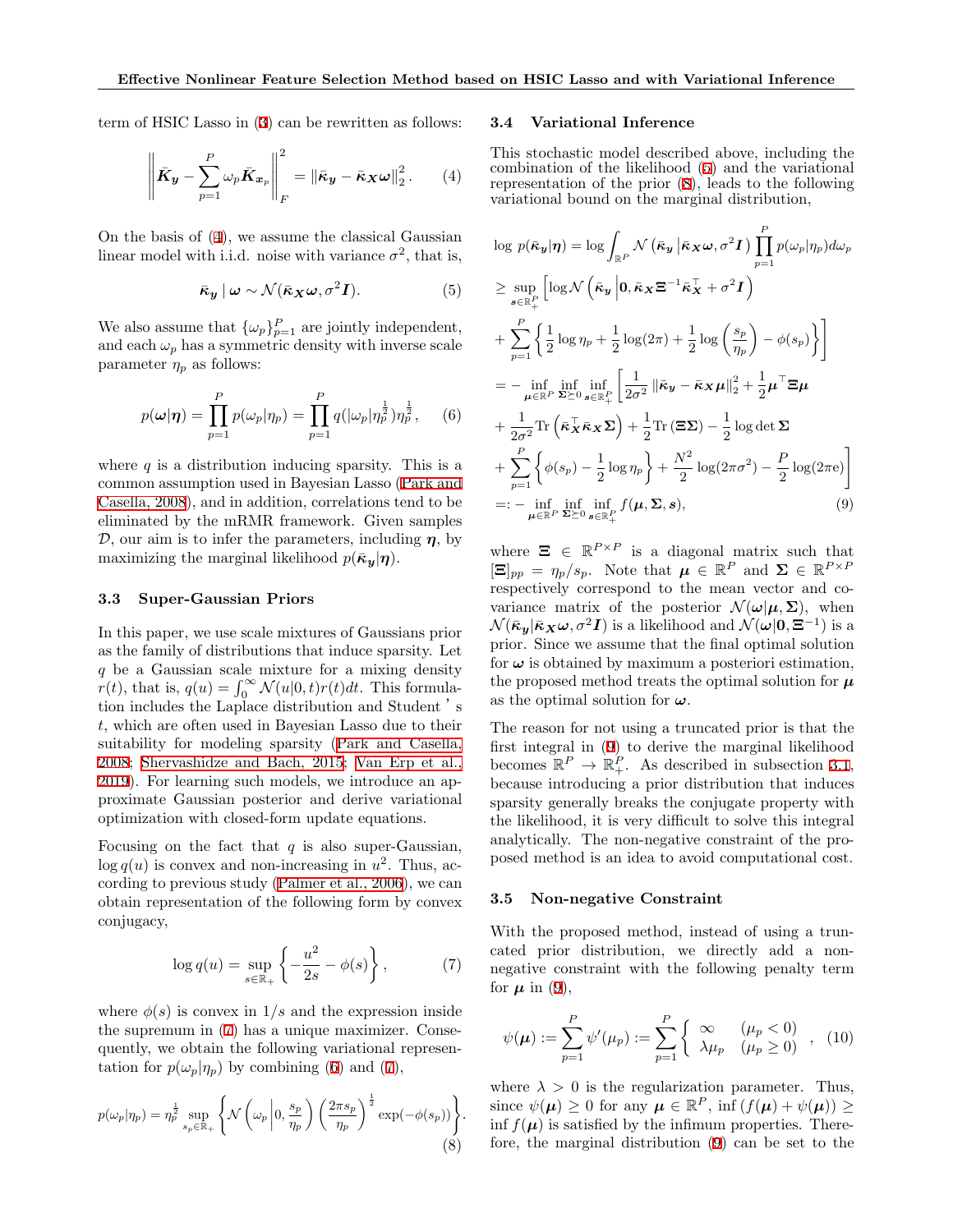term of HSIC Lasso in (3) can be rewritten as follows:

$$\left\| \bar{\boldsymbol{K}}_{\boldsymbol{y}} - \sum_{p=1}^{P} \omega_p \bar{\boldsymbol{K}}_{\boldsymbol{x}_p} \right\|_F^2 = \left\| \bar{\boldsymbol{\kappa}}_{\boldsymbol{y}} - \bar{\boldsymbol{\kappa}}_{\boldsymbol{X}} \boldsymbol{\omega} \right\|_2^2. \tag{4}$$

On the basis of (4), we assume the classical Gaussian linear model with i.i.d. noise with variance $\sigma^2$, that is,

$$\bar{\boldsymbol{\kappa}}_{\boldsymbol{y}} \mid \boldsymbol{\omega} \sim \mathcal{N}(\bar{\boldsymbol{\kappa}}_{\boldsymbol{X}} \boldsymbol{\omega}, \sigma^2 \boldsymbol{I}). \tag{5}$$

We also assume that $\{\omega_p\}_{p=1}^P$ are jointly independent, and each $\omega_p$ has a symmetric density with inverse scale parameter $\eta_p$ as follows:

$$p(\boldsymbol{\omega}|\boldsymbol{\eta}) = \prod_{p=1}^{P} p(\omega_p|\eta_p) = \prod_{p=1}^{P} q(|\omega_p| \eta_p^{\frac{1}{2}}) \eta_p^{\frac{1}{2}}, \tag{6}$$

where $q$ is a distribution inducing sparsity. This is a common assumption used in Bayesian Lasso (Park and Casella, 2008), and in addition, correlations tend to be eliminated by the mRMR framework. Given samples $\mathcal{D}$, our aim is to infer the parameters, including $\boldsymbol{\eta}$, by maximizing the marginal likelihood $p(\bar{\boldsymbol{\kappa}}_{\boldsymbol{y}}|\boldsymbol{\eta})$.

### 3.3 Super-Gaussian Priors

In this paper, we use scale mixtures of Gaussians prior as the family of distributions that induce sparsity. Let $q$ be a Gaussian scale mixture for a mixing density $r(t)$, that is, $q(u) = \int_0^\infty \mathcal{N}(u|0,t) r(t) dt$. This formulation includes the Laplace distribution and Student's $t$, which are often used in Bayesian Lasso due to their suitability for modeling sparsity (Park and Casella, 2008; Shervashidze and Bach, 2015; Van Erp et al., 2019). For learning such models, we introduce an approximate Gaussian posterior and derive variational optimization with closed-form update equations.

Focusing on the fact that $q$ is also super-Gaussian, $\log q(u)$ is convex and non-increasing in $u^2$. Thus, according to previous study (Palmer et al., 2006), we can obtain representation of the following form by convex conjugacy,

$$\log q(u) = \sup_{s \in \mathbb{R}_+} \left\{ -\frac{u^2}{2s} - \phi(s) \right\}, \tag{7}$$

where $\phi(s)$ is convex in $1/s$ and the expression inside the supremum in (7) has a unique maximizer. Consequently, we obtain the following variational representation for $p(\omega_p|\eta_p)$ by combining (6) and (7),

$$p(\omega_p|\eta_p) = \eta_p^{\frac{1}{2}} \sup_{s_p \in \mathbb{R}_+} \left\{ \mathcal{N}\left(\omega_p \middle| 0, \frac{s_p}{\eta_p}\right) \left(\frac{2\pi s_p}{\eta_p}\right)^{\frac{1}{2}} \exp(-\phi(s_p)) \right\}. \tag{8}$$

### 3.4 Variational Inference

This stochastic model described above, including the combination of the likelihood (5) and the variational representation of the prior (8), leads to the following variational bound on the marginal distribution,

$$\begin{aligned}
&\log\, p(\bar{\boldsymbol{\kappa}}_{\boldsymbol{y}}|\boldsymbol{\eta}) = \log \int_{\mathbb{R}^P} \mathcal{N}\left(\bar{\boldsymbol{\kappa}}_{\boldsymbol{y}} \middle| \bar{\boldsymbol{\kappa}}_{\boldsymbol{X}} \boldsymbol{\omega}, \sigma^2 \boldsymbol{I}\right) \prod_{p=1}^{P} p(\omega_p|\eta_p) d\omega_p \\
&\geq \sup_{\boldsymbol{s} \in \mathbb{R}_+^P} \Bigg[ \log \mathcal{N}\left(\bar{\boldsymbol{\kappa}}_{\boldsymbol{y}} \middle| \boldsymbol{0}, \bar{\boldsymbol{\kappa}}_{\boldsymbol{X}} \boldsymbol{\Xi}^{-1} \bar{\boldsymbol{\kappa}}_{\boldsymbol{X}}^\top + \sigma^2 \boldsymbol{I}\right) \\
&+ \sum_{p=1}^{P} \left\{ \frac{1}{2} \log \eta_p + \frac{1}{2} \log(2\pi) + \frac{1}{2} \log\left(\frac{s_p}{\eta_p}\right) - \phi(s_p) \right\} \Bigg] \\
&= -\inf_{\boldsymbol{\mu} \in \mathbb{R}^P} \inf_{\boldsymbol{\Sigma} \succeq 0} \inf_{\boldsymbol{s} \in \mathbb{R}_+^P} \Bigg[ \frac{1}{2\sigma^2} \left\| \bar{\boldsymbol{\kappa}}_{\boldsymbol{y}} - \bar{\boldsymbol{\kappa}}_{\boldsymbol{X}} \boldsymbol{\mu} \right\|_2^2 + \frac{1}{2} \boldsymbol{\mu}^\top \boldsymbol{\Xi} \boldsymbol{\mu} \\
&+ \frac{1}{2\sigma^2} \mathrm{Tr}\left(\bar{\boldsymbol{\kappa}}_{\boldsymbol{X}}^\top \bar{\boldsymbol{\kappa}}_{\boldsymbol{X}} \boldsymbol{\Sigma}\right) + \frac{1}{2} \mathrm{Tr}\left(\boldsymbol{\Xi} \boldsymbol{\Sigma}\right) - \frac{1}{2} \log\det \boldsymbol{\Sigma} \\
&+ \sum_{p=1}^{P} \left\{ \phi(s_p) - \frac{1}{2} \log \eta_p \right\} + \frac{N^2}{2} \log(2\pi\sigma^2) - \frac{P}{2} \log(2\pi \mathrm{e}) \Bigg] \\
&=: -\inf_{\boldsymbol{\mu} \in \mathbb{R}^P} \inf_{\boldsymbol{\Sigma} \succeq 0} \inf_{\boldsymbol{s} \in \mathbb{R}_+^P} f(\boldsymbol{\mu}, \boldsymbol{\Sigma}, \boldsymbol{s}),
\end{aligned} \tag{9}$$

where $\boldsymbol{\Xi} \in \mathbb{R}^{P \times P}$ is a diagonal matrix such that $[\boldsymbol{\Xi}]_{pp} = \eta_p / s_p$. Note that $\boldsymbol{\mu} \in \mathbb{R}^P$ and $\boldsymbol{\Sigma} \in \mathbb{R}^{P \times P}$ respectively correspond to the mean vector and covariance matrix of the posterior $\mathcal{N}(\boldsymbol{\omega}|\boldsymbol{\mu}, \boldsymbol{\Sigma})$, when $\mathcal{N}(\bar{\boldsymbol{\kappa}}_{\boldsymbol{y}}|\bar{\boldsymbol{\kappa}}_{\boldsymbol{X}} \boldsymbol{\omega}, \sigma^2 \boldsymbol{I})$ is a likelihood and $\mathcal{N}(\boldsymbol{\omega}|\boldsymbol{0}, \boldsymbol{\Xi}^{-1})$ is a prior. Since we assume that the final optimal solution for $\boldsymbol{\omega}$ is obtained by maximum a posteriori estimation, the proposed method treats the optimal solution for $\boldsymbol{\mu}$ as the optimal solution for $\boldsymbol{\omega}$.

The reason for not using a truncated prior is that the first integral in (9) to derive the marginal likelihood becomes $\mathbb{R}^P \to \mathbb{R}_+^P$. As described in subsection 3.1, because introducing a prior distribution that induces sparsity generally breaks the conjugate property with the likelihood, it is very difficult to solve this integral analytically. The non-negative constraint of the proposed method is an idea to avoid computational cost.

### 3.5 Non-negative Constraint

With the proposed method, instead of using a truncated prior distribution, we directly add a non-negative constraint with the following penalty term for $\boldsymbol{\mu}$ in (9),

$$\psi(\boldsymbol{\mu}) := \sum_{p=1}^{P} \psi'(\mu_p) := \sum_{p=1}^{P} \begin{cases} \infty & (\mu_p < 0) \\ \lambda \mu_p & (\mu_p \geq 0) \end{cases}, \tag{10}$$

where $\lambda > 0$ is the regularization parameter. Thus, since $\psi(\boldsymbol{\mu}) \geq 0$ for any $\boldsymbol{\mu} \in \mathbb{R}^P$, $\inf\left(f(\boldsymbol{\mu}) + \psi(\boldsymbol{\mu})\right) \geq \inf f(\boldsymbol{\mu})$ is satisfied by the infimum properties. Therefore, the marginal distribution (9) can be set to the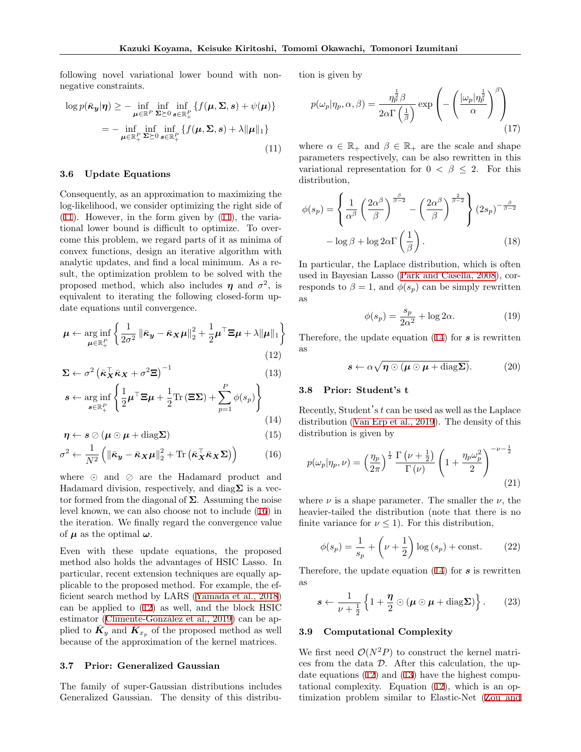following novel variational lower bound with nonnegative constraints.

$$
\begin{aligned}
\log p(\bar{\kappa}_{\boldsymbol{y}}|\boldsymbol{\eta}) &\geq -\inf_{\boldsymbol{\mu}\in\mathbb{R}^P}\inf_{\boldsymbol{\Sigma}\succeq 0}\inf_{\boldsymbol{s}\in\mathbb{R}_+^P}\left\{f(\boldsymbol{\mu},\boldsymbol{\Sigma},\boldsymbol{s})+\psi(\boldsymbol{\mu})\right\}\\
&= -\inf_{\boldsymbol{\mu}\in\mathbb{R}_+^P}\inf_{\boldsymbol{\Sigma}\succeq 0}\inf_{\boldsymbol{s}\in\mathbb{R}_+^P}\left\{f(\boldsymbol{\mu},\boldsymbol{\Sigma},\boldsymbol{s})+\lambda\|\boldsymbol{\mu}\|_1\right\}
\end{aligned}
\tag{11}
$$

### 3.6 Update Equations

Consequently, as an approximation to maximizing the log-likelihood, we consider optimizing the right side of (11). However, in the form given by (11), the variational lower bound is difficult to optimize. To overcome this problem, we regard parts of it as minima of convex functions, design an iterative algorithm with analytic updates, and find a local minimum. As a result, the optimization problem to be solved with the proposed method, which also includes $\boldsymbol{\eta}$ and $\sigma^2$, is equivalent to iterating the following closed-form update equations until convergence.

$$
\boldsymbol{\mu} \leftarrow \operatorname*{arg\,inf}_{\boldsymbol{\mu}\in\mathbb{R}_+^P}\left\{\frac{1}{2\sigma^2}\left\|\bar{\kappa}_{\boldsymbol{y}}-\bar{\kappa}_{\boldsymbol{X}}\boldsymbol{\mu}\right\|_2^2+\frac{1}{2}\boldsymbol{\mu}^\top\boldsymbol{\Xi}\boldsymbol{\mu}+\lambda\|\boldsymbol{\mu}\|_1\right\}
\tag{12}
$$

$$
\boldsymbol{\Sigma} \leftarrow \sigma^2\left(\bar{\kappa}_{\boldsymbol{X}}^\top\bar{\kappa}_{\boldsymbol{X}}+\sigma^2\boldsymbol{\Xi}\right)^{-1}
\tag{13}
$$

$$
\boldsymbol{s} \leftarrow \operatorname*{arg\,inf}_{\boldsymbol{s}\in\mathbb{R}_+^P}\left\{\frac{1}{2}\boldsymbol{\mu}^\top\boldsymbol{\Xi}\boldsymbol{\mu}+\frac{1}{2}\mathrm{Tr}\left(\boldsymbol{\Xi}\boldsymbol{\Sigma}\right)+\sum_{p=1}^{P}\phi(s_p)\right\}
\tag{14}
$$

$$
\boldsymbol{\eta} \leftarrow \boldsymbol{s}\oslash(\boldsymbol{\mu}\odot\boldsymbol{\mu}+\mathrm{diag}\boldsymbol{\Sigma})
\tag{15}
$$

$$
\sigma^2 \leftarrow \frac{1}{N^2}\left(\left\|\bar{\kappa}_{\boldsymbol{y}}-\bar{\kappa}_{\boldsymbol{X}}\boldsymbol{\mu}\right\|_2^2+\mathrm{Tr}\left(\bar{\kappa}_{\boldsymbol{X}}^\top\bar{\kappa}_{\boldsymbol{X}}\boldsymbol{\Sigma}\right)\right)
\tag{16}
$$

where $\odot$ and $\oslash$ are the Hadamard product and Hadamard division, respectively, and $\mathrm{diag}\boldsymbol{\Sigma}$ is a vector formed from the diagonal of $\boldsymbol{\Sigma}$. Assuming the noise level known, we can also choose not to include (16) in the iteration. We finally regard the convergence value of $\boldsymbol{\mu}$ as the optimal $\boldsymbol{\omega}$.

Even with these update equations, the proposed method also holds the advantages of HSIC Lasso. In particular, recent extension techniques are equally applicable to the proposed method. For example, the efficient search method by LARS (Yamada et al., 2018) can be applied to (12) as well, and the block HSIC estimator (Climente-González et al., 2019) can be applied to $\bar{\boldsymbol{K}}_y$ and $\bar{\boldsymbol{K}}_{x_p}$ of the proposed method as well because of the approximation of the kernel matrices.

### 3.7 Prior: Generalized Gaussian

The family of super-Gaussian distributions includes Generalized Gaussian. The density of this distribution is given by

$$
p(\omega_p|\eta_p,\alpha,\beta)=\frac{\eta_p^{\frac{1}{2}}\beta}{2\alpha\Gamma\left(\frac{1}{\beta}\right)}\exp\left(-\left(\frac{|\omega_p|\eta_p^{\frac{1}{2}}}{\alpha}\right)^{\beta}\right)
\tag{17}
$$

where $\alpha\in\mathbb{R}_+$ and $\beta\in\mathbb{R}_+$ are the scale and shape parameters respectively, can be also rewritten in this variational representation for $0<\beta\leq 2$. For this distribution,

$$
\begin{aligned}
\phi(s_p)=&\left\{\frac{1}{\alpha^\beta}\left(\frac{2\alpha^\beta}{\beta}\right)^{\frac{\beta}{\beta-2}}-\left(\frac{2\alpha^\beta}{\beta}\right)^{\frac{2}{\beta-2}}\right\}(2s_p)^{-\frac{\beta}{\beta-2}}\\
&-\log\beta+\log 2\alpha\Gamma\left(\frac{1}{\beta}\right).
\end{aligned}
\tag{18}
$$

In particular, the Laplace distribution, which is often used in Bayesian Lasso (Park and Casella, 2008), corresponds to $\beta=1$, and $\phi(s_p)$ can be simply rewritten as

$$
\phi(s_p)=\frac{s_p}{2\alpha^2}+\log 2\alpha.
\tag{19}
$$

Therefore, the update equation (14) for $\boldsymbol{s}$ is rewritten as

$$
\boldsymbol{s}\leftarrow\alpha\sqrt{\boldsymbol{\eta}\odot(\boldsymbol{\mu}\odot\boldsymbol{\mu}+\mathrm{diag}\boldsymbol{\Sigma})}.
\tag{20}
$$

### 3.8 Prior: Student's t

Recently, Student's $t$ can be used as well as the Laplace distribution (Van Erp et al., 2019). The density of this distribution is given by

$$
p(\omega_p|\eta_p,\nu)=\left(\frac{\eta_p}{2\pi}\right)^{\frac{1}{2}}\frac{\Gamma\left(\nu+\frac{1}{2}\right)}{\Gamma\left(\nu\right)}\left(1+\frac{\eta_p\omega_p^2}{2}\right)^{-\nu-\frac{1}{2}}
\tag{21}
$$

where $\nu$ is a shape parameter. The smaller the $\nu$, the heavier-tailed the distribution (note that there is no finite variance for $\nu\leq 1$). For this distribution,

$$
\phi(s_p)=\frac{1}{s_p}+\left(\nu+\frac{1}{2}\right)\log\left(s_p\right)+\mathrm{const.}
\tag{22}
$$

Therefore, the update equation (14) for $\boldsymbol{s}$ is rewritten as

$$
\boldsymbol{s}\leftarrow\frac{1}{\nu+\frac{1}{2}}\left\{1+\frac{\boldsymbol{\eta}}{2}\odot(\boldsymbol{\mu}\odot\boldsymbol{\mu}+\mathrm{diag}\boldsymbol{\Sigma})\right\}.
\tag{23}
$$

### 3.9 Computational Complexity

We first need $\mathcal{O}(N^2P)$ to construct the kernel matrices from the data $\mathcal{D}$. After this calculation, the update equations (12) and (13) have the highest computational complexity. Equation (12), which is an optimization problem similar to Elastic-Net (Zou and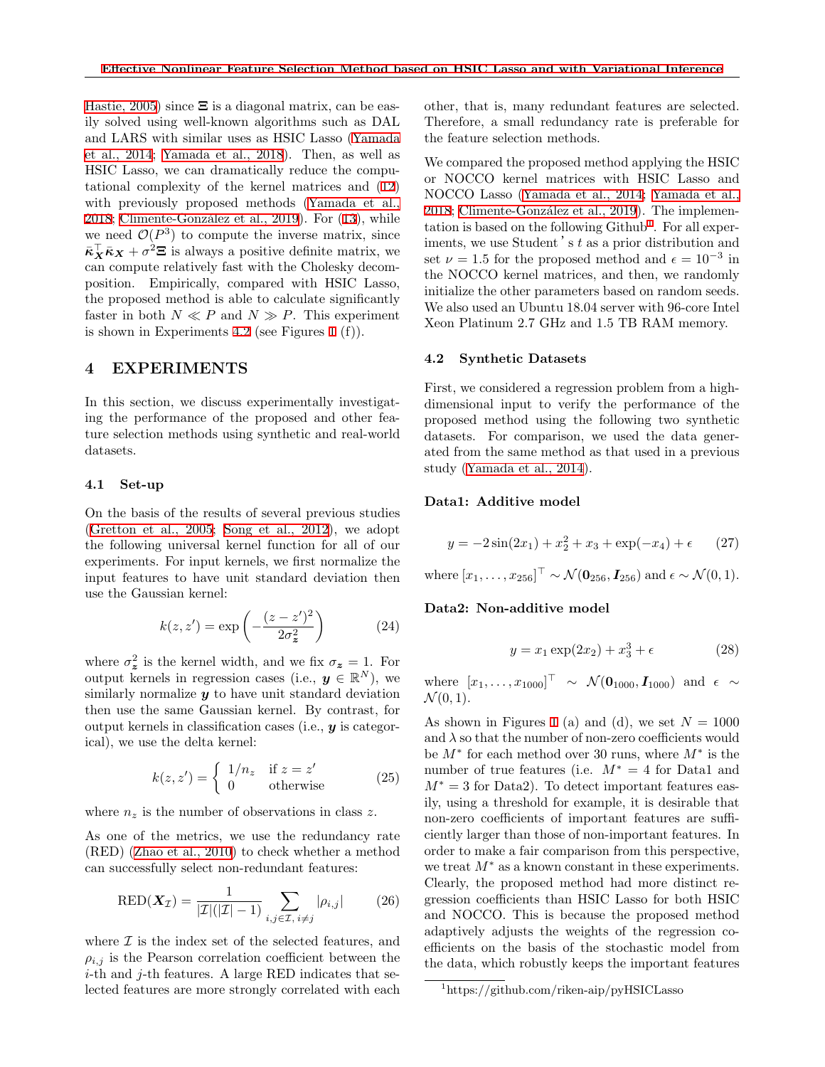Hastie, 2005) since $\boldsymbol{\Xi}$ is a diagonal matrix, can be easily solved using well-known algorithms such as DAL and LARS with similar uses as HSIC Lasso (Yamada et al., 2014; Yamada et al., 2018). Then, as well as HSIC Lasso, we can dramatically reduce the computational complexity of the kernel matrices and (12) with previously proposed methods (Yamada et al., 2018; Climente-González et al., 2019). For (13), while we need $\mathcal{O}(P^3)$ to compute the inverse matrix, since $\bar{\boldsymbol{\kappa}}_{\boldsymbol{X}}^{\top}\bar{\boldsymbol{\kappa}}_{\boldsymbol{X}} + \sigma^2\boldsymbol{\Xi}$ is always a positive definite matrix, we can compute relatively fast with the Cholesky decomposition. Empirically, compared with HSIC Lasso, the proposed method is able to calculate significantly faster in both $N \ll P$ and $N \gg P$. This experiment is shown in Experiments 4.2 (see Figures 1 (f)).

# 4 EXPERIMENTS

In this section, we discuss experimentally investigating the performance of the proposed and other feature selection methods using synthetic and real-world datasets.

## 4.1 Set-up

On the basis of the results of several previous studies (Gretton et al., 2005; Song et al., 2012), we adopt the following universal kernel function for all of our experiments. For input kernels, we first normalize the input features to have unit standard deviation then use the Gaussian kernel:

$$k(z, z') = \exp\left(-\frac{(z - z')^2}{2\sigma_{\boldsymbol{z}}^2}\right) \tag{24}$$

where $\sigma_{\boldsymbol{z}}^2$ is the kernel width, and we fix $\sigma_{\boldsymbol{z}} = 1$. For output kernels in regression cases (i.e., $\boldsymbol{y} \in \mathbb{R}^N$), we similarly normalize $\boldsymbol{y}$ to have unit standard deviation then use the same Gaussian kernel. By contrast, for output kernels in classification cases (i.e., $\boldsymbol{y}$ is categorical), we use the delta kernel:

$$k(z, z') = \begin{cases} 1/n_z & \text{if } z = z' \\ 0 & \text{otherwise} \end{cases} \tag{25}$$

where $n_z$ is the number of observations in class $z$.

As one of the metrics, we use the redundancy rate (RED) (Zhao et al., 2010) to check whether a method can successfully select non-redundant features:

$$\text{RED}(\boldsymbol{X}_{\mathcal{I}}) = \frac{1}{|\mathcal{I}|(|\mathcal{I}| - 1)} \sum_{i,j \in \mathcal{I},\, i \neq j} |\rho_{i,j}| \tag{26}$$

where $\mathcal{I}$ is the index set of the selected features, and $\rho_{i,j}$ is the Pearson correlation coefficient between the $i$-th and $j$-th features. A large RED indicates that selected features are more strongly correlated with each other, that is, many redundant features are selected. Therefore, a small redundancy rate is preferable for the feature selection methods.

We compared the proposed method applying the HSIC or NOCCO kernel matrices with HSIC Lasso and NOCCO Lasso (Yamada et al., 2014; Yamada et al., 2018; Climente-González et al., 2019). The implementation is based on the following Github[1]. For all experiments, we use Student's $t$ as a prior distribution and set $\nu = 1.5$ for the proposed method and $\epsilon = 10^{-3}$ in the NOCCO kernel matrices, and then, we randomly initialize the other parameters based on random seeds. We also used an Ubuntu 18.04 server with 96-core Intel Xeon Platinum 2.7 GHz and 1.5 TB RAM memory.

## 4.2 Synthetic Datasets

First, we considered a regression problem from a high-dimensional input to verify the performance of the proposed method using the following two synthetic datasets. For comparison, we used the data generated from the same method as that used in a previous study (Yamada et al., 2014).

**Data1: Additive model**

$$y = -2\sin(2x_1) + x_2^2 + x_3 + \exp(-x_4) + \epsilon \tag{27}$$

where $[x_1, \ldots, x_{256}]^\top \sim \mathcal{N}(\mathbf{0}_{256}, \boldsymbol{I}_{256})$ and $\epsilon \sim \mathcal{N}(0, 1)$.

**Data2: Non-additive model**

$$y = x_1 \exp(2x_2) + x_3^3 + \epsilon \tag{28}$$

where $[x_1, \ldots, x_{1000}]^\top \sim \mathcal{N}(\mathbf{0}_{1000}, \boldsymbol{I}_{1000})$ and $\epsilon \sim \mathcal{N}(0, 1)$.

As shown in Figures 1 (a) and (d), we set $N = 1000$ and $\lambda$ so that the number of non-zero coefficients would be $M^*$ for each method over 30 runs, where $M^*$ is the number of true features (i.e. $M^* = 4$ for Data1 and $M^* = 3$ for Data2). To detect important features easily, using a threshold for example, it is desirable that non-zero coefficients of important features are sufficiently larger than those of non-important features. In order to make a fair comparison from this perspective, we treat $M^*$ as a known constant in these experiments. Clearly, the proposed method had more distinct regression coefficients than HSIC Lasso for both HSIC and NOCCO. This is because the proposed method adaptively adjusts the weights of the regression coefficients on the basis of the stochastic model from the data, which robustly keeps the important features

[1] https://github.com/riken-aip/pyHSICLasso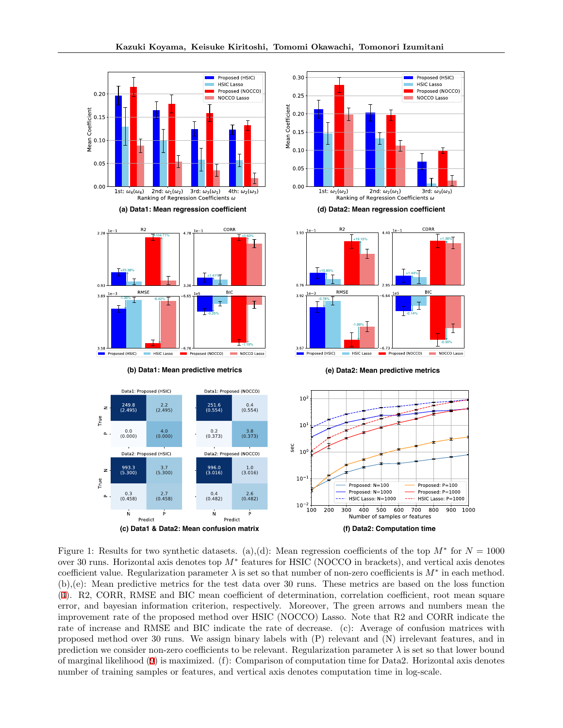(a) Data1: Mean regression coefficient

(d) Data2: Mean regression coefficient

(b) Data1: Mean predictive metrics

(e) Data2: Mean predictive metrics

(c) Data1 & Data2: Mean confusion matrix

(f) Data2: Computation time

Figure 1: Results for two synthetic datasets. (a),(d): Mean regression coefficients of the top $M^*$ for $N = 1000$ over 30 runs. Horizontal axis denotes top $M^*$ features for HSIC (NOCCO in brackets), and vertical axis denotes coefficient value. Regularization parameter $\lambda$ is set so that number of non-zero coefficients is $M^*$ in each method. (b),(e): Mean predictive metrics for the test data over 30 runs. These metrics are based on the loss function (4). R2, CORR, RMSE and BIC mean coefficient of determination, correlation coefficient, root mean square error, and bayesian information criterion, respectively. Moreover, The green arrows and numbers mean the improvement rate of the proposed method over HSIC (NOCCO) Lasso. Note that R2 and CORR indicate the rate of increase and RMSE and BIC indicate the rate of decrease. (c): Average of confusion matrices with proposed method over 30 runs. We assign binary labels with (P) relevant and (N) irrelevant features, and in prediction we consider non-zero coefficients to be relevant. Regularization parameter $\lambda$ is set so that lower bound of marginal likelihood (9) is maximized. (f): Comparison of computation time for Data2. Horizontal axis denotes number of training samples or features, and vertical axis denotes computation time in log-scale.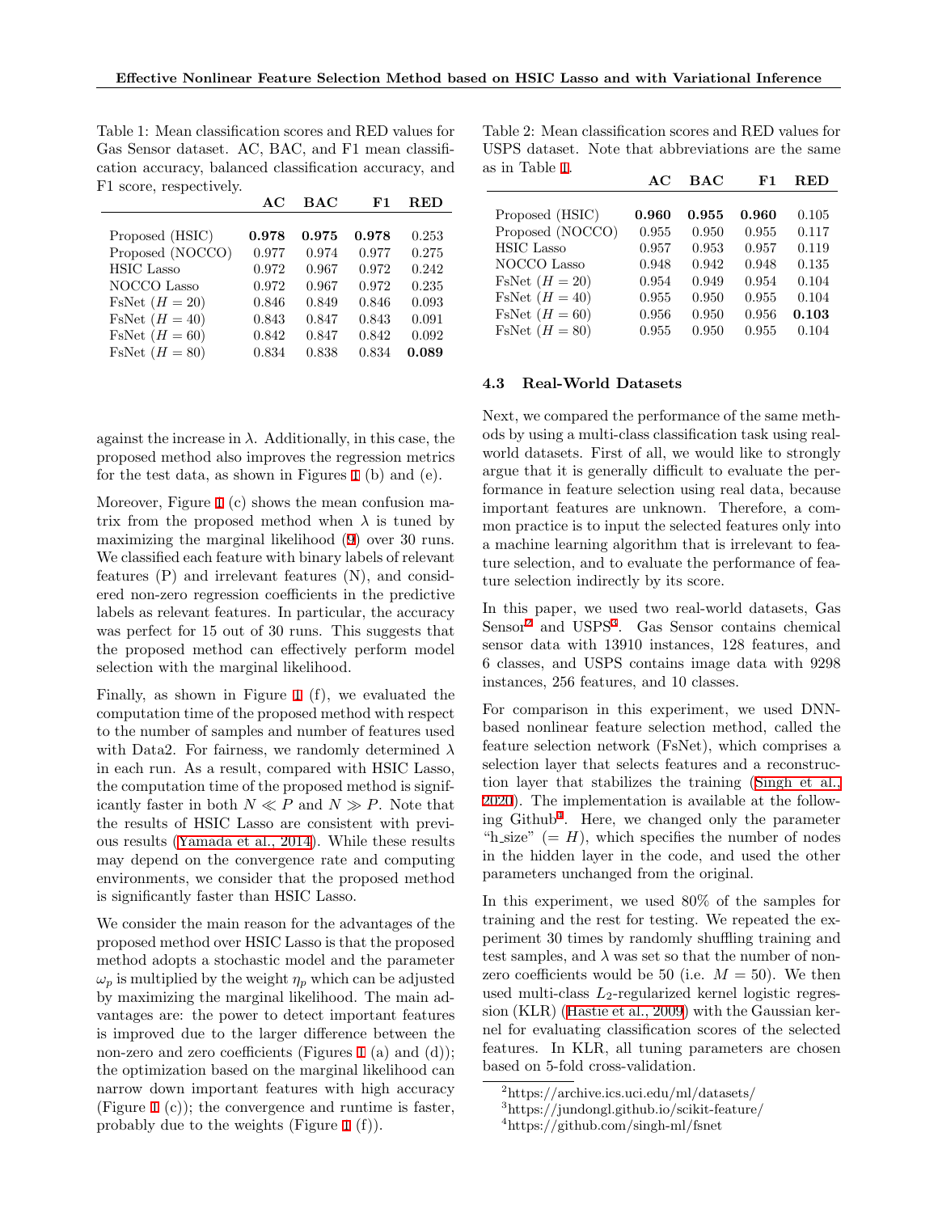Table 1: Mean classification scores and RED values for Gas Sensor dataset. AC, BAC, and F1 mean classification accuracy, balanced classification accuracy, and F1 score, respectively.

| | AC | BAC | F1 | RED |
|---|---|---|---|---|
| Proposed (HSIC) | **0.978** | **0.975** | **0.978** | 0.253 |
| Proposed (NOCCO) | 0.977 | 0.974 | 0.977 | 0.275 |
| HSIC Lasso | 0.972 | 0.967 | 0.972 | 0.242 |
| NOCCO Lasso | 0.972 | 0.967 | 0.972 | 0.235 |
| FsNet ($H = 20$) | 0.846 | 0.849 | 0.846 | 0.093 |
| FsNet ($H = 40$) | 0.843 | 0.847 | 0.843 | 0.091 |
| FsNet ($H = 60$) | 0.842 | 0.847 | 0.842 | 0.092 |
| FsNet ($H = 80$) | 0.834 | 0.838 | 0.834 | **0.089** |

against the increase in $\lambda$. Additionally, in this case, the proposed method also improves the regression metrics for the test data, as shown in Figures 1 (b) and (e).

Moreover, Figure 1 (c) shows the mean confusion matrix from the proposed method when $\lambda$ is tuned by maximizing the marginal likelihood (9) over 30 runs. We classified each feature with binary labels of relevant features (P) and irrelevant features (N), and considered non-zero regression coefficients in the predictive labels as relevant features. In particular, the accuracy was perfect for 15 out of 30 runs. This suggests that the proposed method can effectively perform model selection with the marginal likelihood.

Finally, as shown in Figure 1 (f), we evaluated the computation time of the proposed method with respect to the number of samples and number of features used with Data2. For fairness, we randomly determined $\lambda$ in each run. As a result, compared with HSIC Lasso, the computation time of the proposed method is significantly faster in both $N \ll P$ and $N \gg P$. Note that the results of HSIC Lasso are consistent with previous results (Yamada et al., 2014). While these results may depend on the convergence rate and computing environments, we consider that the proposed method is significantly faster than HSIC Lasso.

We consider the main reason for the advantages of the proposed method over HSIC Lasso is that the proposed method adopts a stochastic model and the parameter $\omega_p$ is multiplied by the weight $\eta_p$ which can be adjusted by maximizing the marginal likelihood. The main advantages are: the power to detect important features is improved due to the larger difference between the non-zero and zero coefficients (Figures 1 (a) and (d)); the optimization based on the marginal likelihood can narrow down important features with high accuracy (Figure 1 (c)); the convergence and runtime is faster, probably due to the weights (Figure 1 (f)).

Table 2: Mean classification scores and RED values for USPS dataset. Note that abbreviations are the same as in Table 1.

| | AC | BAC | F1 | RED |
|---|---|---|---|---|
| Proposed (HSIC) | **0.960** | **0.955** | **0.960** | 0.105 |
| Proposed (NOCCO) | 0.955 | 0.950 | 0.955 | 0.117 |
| HSIC Lasso | 0.957 | 0.953 | 0.957 | 0.119 |
| NOCCO Lasso | 0.948 | 0.942 | 0.948 | 0.135 |
| FsNet ($H = 20$) | 0.954 | 0.949 | 0.954 | 0.104 |
| FsNet ($H = 40$) | 0.955 | 0.950 | 0.955 | 0.104 |
| FsNet ($H = 60$) | 0.956 | 0.950 | 0.956 | **0.103** |
| FsNet ($H = 80$) | 0.955 | 0.950 | 0.955 | 0.104 |

### 4.3 Real-World Datasets

Next, we compared the performance of the same methods by using a multi-class classification task using real-world datasets. First of all, we would like to strongly argue that it is generally difficult to evaluate the performance in feature selection using real data, because important features are unknown. Therefore, a common practice is to input the selected features only into a machine learning algorithm that is irrelevant to feature selection, and to evaluate the performance of feature selection indirectly by its score.

In this paper, we used two real-world datasets, Gas Sensor[2] and USPS[3]. Gas Sensor contains chemical sensor data with 13910 instances, 128 features, and 6 classes, and USPS contains image data with 9298 instances, 256 features, and 10 classes.

For comparison in this experiment, we used DNN-based nonlinear feature selection method, called the feature selection network (FsNet), which comprises a selection layer that selects features and a reconstruction layer that stabilizes the training (Singh et al., 2020). The implementation is available at the following Github[4]. Here, we changed only the parameter "h_size" ($= H$), which specifies the number of nodes in the hidden layer in the code, and used the other parameters unchanged from the original.

In this experiment, we used 80% of the samples for training and the rest for testing. We repeated the experiment 30 times by randomly shuffling training and test samples, and $\lambda$ was set so that the number of non-zero coefficients would be 50 (i.e. $M = 50$). We then used multi-class $L_2$-regularized kernel logistic regression (KLR) (Hastie et al., 2009) with the Gaussian kernel for evaluating classification scores of the selected features. In KLR, all tuning parameters are chosen based on 5-fold cross-validation.

[2] https://archive.ics.uci.edu/ml/datasets/

[3] https://jundongl.github.io/scikit-feature/

[4] https://github.com/singh-ml/fsnet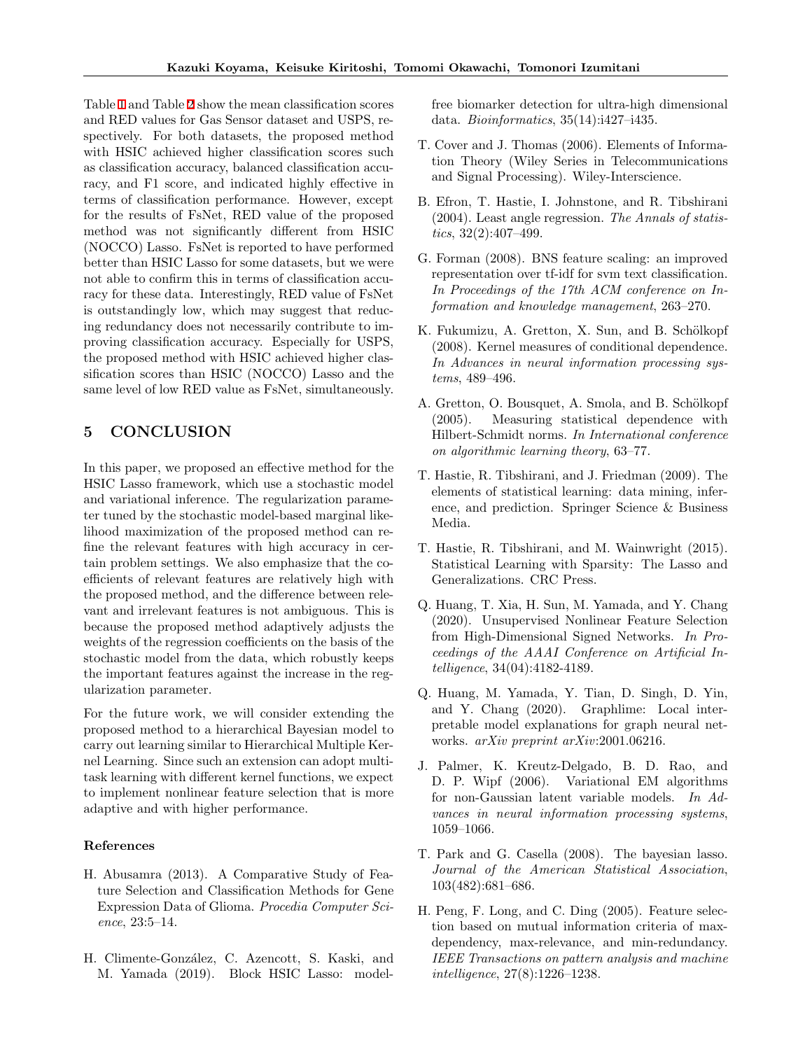Table 1 and Table 2 show the mean classification scores and RED values for Gas Sensor dataset and USPS, respectively. For both datasets, the proposed method with HSIC achieved higher classification scores such as classification accuracy, balanced classification accuracy, and F1 score, and indicated highly effective in terms of classification performance. However, except for the results of FsNet, RED value of the proposed method was not significantly different from HSIC (NOCCO) Lasso. FsNet is reported to have performed better than HSIC Lasso for some datasets, but we were not able to confirm this in terms of classification accuracy for these data. Interestingly, RED value of FsNet is outstandingly low, which may suggest that reducing redundancy does not necessarily contribute to improving classification accuracy. Especially for USPS, the proposed method with HSIC achieved higher classification scores than HSIC (NOCCO) Lasso and the same level of low RED value as FsNet, simultaneously.

## 5 CONCLUSION

In this paper, we proposed an effective method for the HSIC Lasso framework, which use a stochastic model and variational inference. The regularization parameter tuned by the stochastic model-based marginal likelihood maximization of the proposed method can refine the relevant features with high accuracy in certain problem settings. We also emphasize that the coefficients of relevant features are relatively high with the proposed method, and the difference between relevant and irrelevant features is not ambiguous. This is because the proposed method adaptively adjusts the weights of the regression coefficients on the basis of the stochastic model from the data, which robustly keeps the important features against the increase in the regularization parameter.

For the future work, we will consider extending the proposed method to a hierarchical Bayesian model to carry out learning similar to Hierarchical Multiple Kernel Learning. Since such an extension can adopt multi-task learning with different kernel functions, we expect to implement nonlinear feature selection that is more adaptive and with higher performance.

### References

H. Abusamra (2013). A Comparative Study of Feature Selection and Classification Methods for Gene Expression Data of Glioma. *Procedia Computer Science*, 23:5–14.

H. Climente-González, C. Azencott, S. Kaski, and M. Yamada (2019). Block HSIC Lasso: model-free biomarker detection for ultra-high dimensional data. *Bioinformatics*, 35(14):i427–i435.

T. Cover and J. Thomas (2006). Elements of Information Theory (Wiley Series in Telecommunications and Signal Processing). Wiley-Interscience.

B. Efron, T. Hastie, I. Johnstone, and R. Tibshirani (2004). Least angle regression. *The Annals of statistics*, 32(2):407–499.

G. Forman (2008). BNS feature scaling: an improved representation over tf-idf for svm text classification. *In Proceedings of the 17th ACM conference on Information and knowledge management*, 263–270.

K. Fukumizu, A. Gretton, X. Sun, and B. Schölkopf (2008). Kernel measures of conditional dependence. *In Advances in neural information processing systems*, 489–496.

A. Gretton, O. Bousquet, A. Smola, and B. Schölkopf (2005). Measuring statistical dependence with Hilbert-Schmidt norms. *In International conference on algorithmic learning theory*, 63–77.

T. Hastie, R. Tibshirani, and J. Friedman (2009). The elements of statistical learning: data mining, inference, and prediction. Springer Science & Business Media.

T. Hastie, R. Tibshirani, and M. Wainwright (2015). Statistical Learning with Sparsity: The Lasso and Generalizations. CRC Press.

Q. Huang, T. Xia, H. Sun, M. Yamada, and Y. Chang (2020). Unsupervised Nonlinear Feature Selection from High-Dimensional Signed Networks. *In Proceedings of the AAAI Conference on Artificial Intelligence*, 34(04):4182-4189.

Q. Huang, M. Yamada, Y. Tian, D. Singh, D. Yin, and Y. Chang (2020). Graphlime: Local interpretable model explanations for graph neural networks. *arXiv preprint arXiv*:2001.06216.

J. Palmer, K. Kreutz-Delgado, B. D. Rao, and D. P. Wipf (2006). Variational EM algorithms for non-Gaussian latent variable models. *In Advances in neural information processing systems*, 1059–1066.

T. Park and G. Casella (2008). The bayesian lasso. *Journal of the American Statistical Association*, 103(482):681–686.

H. Peng, F. Long, and C. Ding (2005). Feature selection based on mutual information criteria of max-dependency, max-relevance, and min-redundancy. *IEEE Transactions on pattern analysis and machine intelligence*, 27(8):1226–1238.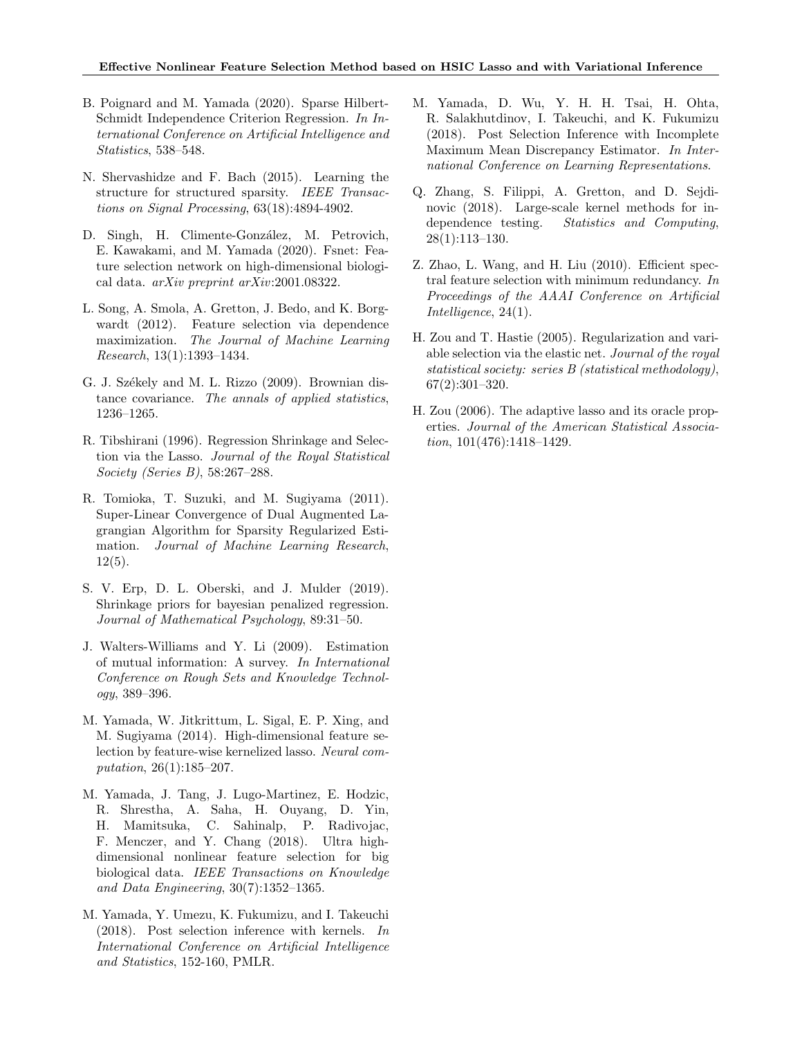B. Poignard and M. Yamada (2020). Sparse Hilbert-Schmidt Independence Criterion Regression. *In International Conference on Artificial Intelligence and Statistics*, 538–548.

N. Shervashidze and F. Bach (2015). Learning the structure for structured sparsity. *IEEE Transactions on Signal Processing*, 63(18):4894-4902.

D. Singh, H. Climente-González, M. Petrovich, E. Kawakami, and M. Yamada (2020). Fsnet: Feature selection network on high-dimensional biological data. *arXiv preprint arXiv*:2001.08322.

L. Song, A. Smola, A. Gretton, J. Bedo, and K. Borgwardt (2012). Feature selection via dependence maximization. *The Journal of Machine Learning Research*, 13(1):1393–1434.

G. J. Székely and M. L. Rizzo (2009). Brownian distance covariance. *The annals of applied statistics*, 1236–1265.

R. Tibshirani (1996). Regression Shrinkage and Selection via the Lasso. *Journal of the Royal Statistical Society (Series B)*, 58:267–288.

R. Tomioka, T. Suzuki, and M. Sugiyama (2011). Super-Linear Convergence of Dual Augmented Lagrangian Algorithm for Sparsity Regularized Estimation. *Journal of Machine Learning Research*, 12(5).

S. V. Erp, D. L. Oberski, and J. Mulder (2019). Shrinkage priors for bayesian penalized regression. *Journal of Mathematical Psychology*, 89:31–50.

J. Walters-Williams and Y. Li (2009). Estimation of mutual information: A survey. *In International Conference on Rough Sets and Knowledge Technology*, 389–396.

M. Yamada, W. Jitkrittum, L. Sigal, E. P. Xing, and M. Sugiyama (2014). High-dimensional feature selection by feature-wise kernelized lasso. *Neural computation*, 26(1):185–207.

M. Yamada, J. Tang, J. Lugo-Martinez, E. Hodzic, R. Shrestha, A. Saha, H. Ouyang, D. Yin, H. Mamitsuka, C. Sahinalp, P. Radivojac, F. Menczer, and Y. Chang (2018). Ultra high-dimensional nonlinear feature selection for big biological data. *IEEE Transactions on Knowledge and Data Engineering*, 30(7):1352–1365.

M. Yamada, Y. Umezu, K. Fukumizu, and I. Takeuchi (2018). Post selection inference with kernels. *In International Conference on Artificial Intelligence and Statistics*, 152-160, PMLR.

M. Yamada, D. Wu, Y. H. H. Tsai, H. Ohta, R. Salakhutdinov, I. Takeuchi, and K. Fukumizu (2018). Post Selection Inference with Incomplete Maximum Mean Discrepancy Estimator. *In International Conference on Learning Representations*.

Q. Zhang, S. Filippi, A. Gretton, and D. Sejdinovic (2018). Large-scale kernel methods for independence testing. *Statistics and Computing*, 28(1):113–130.

Z. Zhao, L. Wang, and H. Liu (2010). Efficient spectral feature selection with minimum redundancy. *In Proceedings of the AAAI Conference on Artificial Intelligence*, 24(1).

H. Zou and T. Hastie (2005). Regularization and variable selection via the elastic net. *Journal of the royal statistical society: series B (statistical methodology)*, 67(2):301–320.

H. Zou (2006). The adaptive lasso and its oracle properties. *Journal of the American Statistical Association*, 101(476):1418–1429.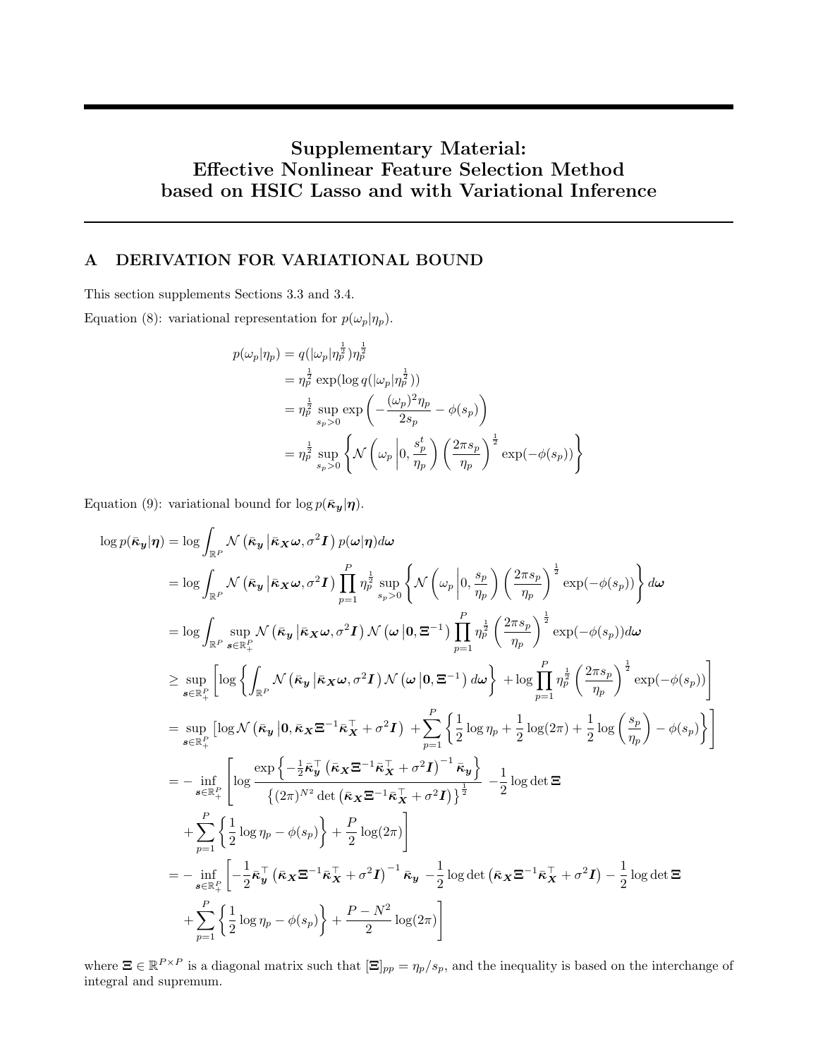# Supplementary Material: Effective Nonlinear Feature Selection Method based on HSIC Lasso and with Variational Inference

## A DERIVATION FOR VARIATIONAL BOUND

This section supplements Sections 3.3 and 3.4.

Equation (8): variational representation for $p(\omega_p|\eta_p)$.

$$
\begin{aligned}
p(\omega_p|\eta_p) &= q(|\omega_p|\eta_p^{\frac{1}{2}})\eta_p^{\frac{1}{2}} \\
&= \eta_p^{\frac{1}{2}} \exp(\log q(|\omega_p|\eta_p^{\frac{1}{2}})) \\
&= \eta_p^{\frac{1}{2}} \sup_{s_p>0} \exp\left(-\frac{(\omega_p)^2\eta_p}{2s_p} - \phi(s_p)\right) \\
&= \eta_p^{\frac{1}{2}} \sup_{s_p>0} \left\{ \mathcal{N}\left(\omega_p \,\middle|\, 0, \frac{s_p^t}{\eta_p}\right) \left(\frac{2\pi s_p}{\eta_p}\right)^{\frac{1}{2}} \exp(-\phi(s_p)) \right\}
\end{aligned}
$$

Equation (9): variational bound for $\log p(\bar{\boldsymbol{\kappa}}_{\boldsymbol{y}}|\boldsymbol{\eta})$.

$$
\begin{aligned}
\log p(\bar{\boldsymbol{\kappa}}_{\boldsymbol{y}}|\boldsymbol{\eta}) &= \log \int_{\mathbb{R}^P} \mathcal{N}\left(\bar{\boldsymbol{\kappa}}_{\boldsymbol{y}} \,\middle|\, \bar{\boldsymbol{\kappa}}_{\boldsymbol{X}}\boldsymbol{\omega}, \sigma^2 \boldsymbol{I}\right) p(\boldsymbol{\omega}|\boldsymbol{\eta}) d\boldsymbol{\omega} \\
&= \log \int_{\mathbb{R}^P} \mathcal{N}\left(\bar{\boldsymbol{\kappa}}_{\boldsymbol{y}} \,\middle|\, \bar{\boldsymbol{\kappa}}_{\boldsymbol{X}}\boldsymbol{\omega}, \sigma^2 \boldsymbol{I}\right) \prod_{p=1}^{P} \eta_p^{\frac{1}{2}} \sup_{s_p>0} \left\{ \mathcal{N}\left(\omega_p \,\middle|\, 0, \frac{s_p}{\eta_p}\right) \left(\frac{2\pi s_p}{\eta_p}\right)^{\frac{1}{2}} \exp(-\phi(s_p)) \right\} d\boldsymbol{\omega} \\
&= \log \int_{\mathbb{R}^P} \sup_{\boldsymbol{s}\in\mathbb{R}_+^P} \mathcal{N}\left(\bar{\boldsymbol{\kappa}}_{\boldsymbol{y}} \,\middle|\, \bar{\boldsymbol{\kappa}}_{\boldsymbol{X}}\boldsymbol{\omega}, \sigma^2 \boldsymbol{I}\right) \mathcal{N}\left(\boldsymbol{\omega} \,\middle|\, \boldsymbol{0}, \boldsymbol{\Xi}^{-1}\right) \prod_{p=1}^{P} \eta_p^{\frac{1}{2}} \left(\frac{2\pi s_p}{\eta_p}\right)^{\frac{1}{2}} \exp(-\phi(s_p)) d\boldsymbol{\omega} \\
&\geq \sup_{\boldsymbol{s}\in\mathbb{R}_+^P} \left[ \log \left\{ \int_{\mathbb{R}^P} \mathcal{N}\left(\bar{\boldsymbol{\kappa}}_{\boldsymbol{y}} \,\middle|\, \bar{\boldsymbol{\kappa}}_{\boldsymbol{X}}\boldsymbol{\omega}, \sigma^2 \boldsymbol{I}\right) \mathcal{N}\left(\boldsymbol{\omega} \,\middle|\, \boldsymbol{0}, \boldsymbol{\Xi}^{-1}\right) d\boldsymbol{\omega} \right\} + \log \prod_{p=1}^{P} \eta_p^{\frac{1}{2}} \left(\frac{2\pi s_p}{\eta_p}\right)^{\frac{1}{2}} \exp(-\phi(s_p)) \right] \\
&= \sup_{\boldsymbol{s}\in\mathbb{R}_+^P} \left[ \log \mathcal{N}\left(\bar{\boldsymbol{\kappa}}_{\boldsymbol{y}} \,\middle|\, \boldsymbol{0}, \bar{\boldsymbol{\kappa}}_{\boldsymbol{X}}\boldsymbol{\Xi}^{-1}\bar{\boldsymbol{\kappa}}_{\boldsymbol{X}}^\top + \sigma^2 \boldsymbol{I}\right) + \sum_{p=1}^{P} \left\{ \frac{1}{2}\log \eta_p + \frac{1}{2}\log(2\pi) + \frac{1}{2}\log\left(\frac{s_p}{\eta_p}\right) - \phi(s_p) \right\} \right] \\
&= -\inf_{\boldsymbol{s}\in\mathbb{R}_+^P} \left[ \log \frac{\exp\left\{-\frac{1}{2}\bar{\boldsymbol{\kappa}}_{\boldsymbol{y}}^\top \left(\bar{\boldsymbol{\kappa}}_{\boldsymbol{X}}\boldsymbol{\Xi}^{-1}\bar{\boldsymbol{\kappa}}_{\boldsymbol{X}}^\top + \sigma^2 \boldsymbol{I}\right)^{-1} \bar{\boldsymbol{\kappa}}_{\boldsymbol{y}}\right\}}{\left\{(2\pi)^{N^2} \det\left(\bar{\boldsymbol{\kappa}}_{\boldsymbol{X}}\boldsymbol{\Xi}^{-1}\bar{\boldsymbol{\kappa}}_{\boldsymbol{X}}^\top + \sigma^2 \boldsymbol{I}\right)\right\}^{\frac{1}{2}}} - \frac{1}{2}\log\det\boldsymbol{\Xi} \right. \\
&\qquad \left. + \sum_{p=1}^{P} \left\{ \frac{1}{2}\log \eta_p - \phi(s_p) \right\} + \frac{P}{2}\log(2\pi) \right] \\
&= -\inf_{\boldsymbol{s}\in\mathbb{R}_+^P} \left[ -\frac{1}{2}\bar{\boldsymbol{\kappa}}_{\boldsymbol{y}}^\top \left(\bar{\boldsymbol{\kappa}}_{\boldsymbol{X}}\boldsymbol{\Xi}^{-1}\bar{\boldsymbol{\kappa}}_{\boldsymbol{X}}^\top + \sigma^2 \boldsymbol{I}\right)^{-1} \bar{\boldsymbol{\kappa}}_{\boldsymbol{y}} - \frac{1}{2}\log\det\left(\bar{\boldsymbol{\kappa}}_{\boldsymbol{X}}\boldsymbol{\Xi}^{-1}\bar{\boldsymbol{\kappa}}_{\boldsymbol{X}}^\top + \sigma^2 \boldsymbol{I}\right) - \frac{1}{2}\log\det\boldsymbol{\Xi} \right. \\
&\qquad \left. + \sum_{p=1}^{P} \left\{ \frac{1}{2}\log \eta_p - \phi(s_p) \right\} + \frac{P - N^2}{2}\log(2\pi) \right]
\end{aligned}
$$

where $\boldsymbol{\Xi} \in \mathbb{R}^{P\times P}$ is a diagonal matrix such that $[\boldsymbol{\Xi}]_{pp} = \eta_p/s_p$, and the inequality is based on the interchange of integral and supremum.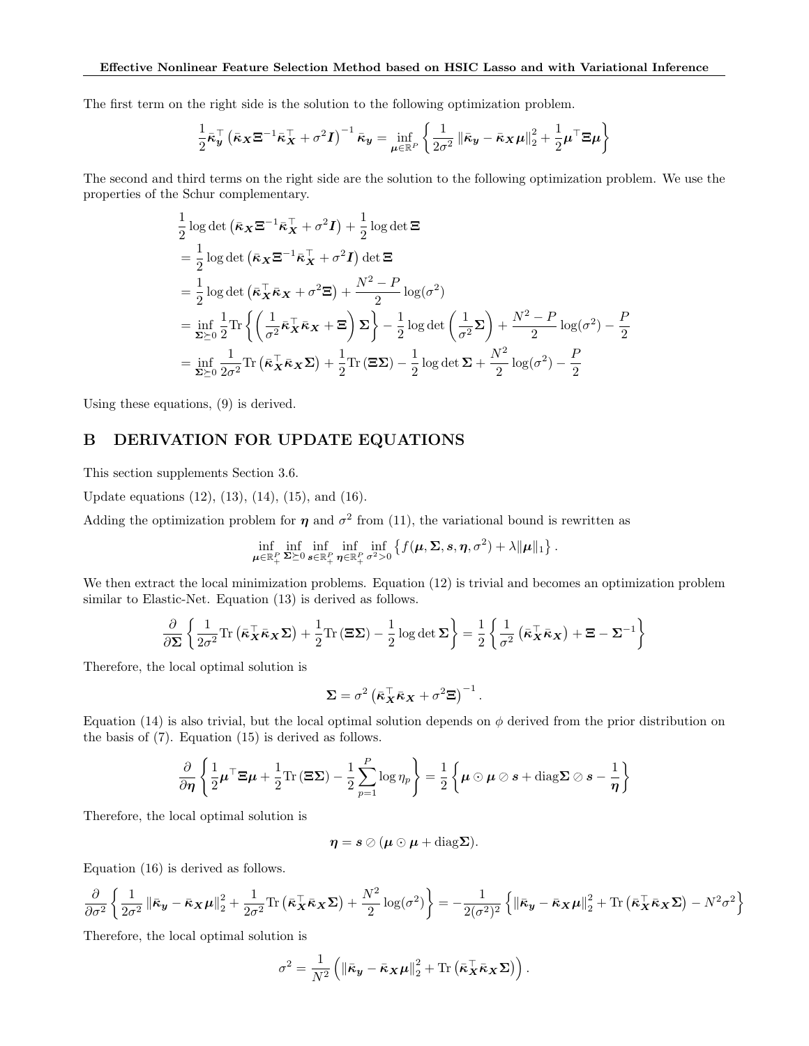The first term on the right side is the solution to the following optimization problem.

$$\frac{1}{2}\bar{\boldsymbol{\kappa}}_{\boldsymbol{y}}^{\top}\left(\bar{\boldsymbol{\kappa}}_{\boldsymbol{X}}\boldsymbol{\Xi}^{-1}\bar{\boldsymbol{\kappa}}_{\boldsymbol{X}}^{\top}+\sigma^{2}\boldsymbol{I}\right)^{-1}\bar{\boldsymbol{\kappa}}_{\boldsymbol{y}}=\inf_{\boldsymbol{\mu}\in\mathbb{R}^{P}}\left\{\frac{1}{2\sigma^{2}}\left\|\bar{\boldsymbol{\kappa}}_{\boldsymbol{y}}-\bar{\boldsymbol{\kappa}}_{\boldsymbol{X}}\boldsymbol{\mu}\right\|_{2}^{2}+\frac{1}{2}\boldsymbol{\mu}^{\top}\boldsymbol{\Xi}\boldsymbol{\mu}\right\}$$

The second and third terms on the right side are the solution to the following optimization problem. We use the properties of the Schur complementary.

$$\begin{aligned}
&\frac{1}{2}\log\det\left(\bar{\boldsymbol{\kappa}}_{\boldsymbol{X}}\boldsymbol{\Xi}^{-1}\bar{\boldsymbol{\kappa}}_{\boldsymbol{X}}^{\top}+\sigma^{2}\boldsymbol{I}\right)+\frac{1}{2}\log\det\boldsymbol{\Xi}\\
&=\frac{1}{2}\log\det\left(\bar{\boldsymbol{\kappa}}_{\boldsymbol{X}}\boldsymbol{\Xi}^{-1}\bar{\boldsymbol{\kappa}}_{\boldsymbol{X}}^{\top}+\sigma^{2}\boldsymbol{I}\right)\det\boldsymbol{\Xi}\\
&=\frac{1}{2}\log\det\left(\bar{\boldsymbol{\kappa}}_{\boldsymbol{X}}^{\top}\bar{\boldsymbol{\kappa}}_{\boldsymbol{X}}+\sigma^{2}\boldsymbol{\Xi}\right)+\frac{N^{2}-P}{2}\log(\sigma^{2})\\
&=\inf_{\boldsymbol{\Sigma}\succeq 0}\frac{1}{2}\mathrm{Tr}\left\{\left(\frac{1}{\sigma^{2}}\bar{\boldsymbol{\kappa}}_{\boldsymbol{X}}^{\top}\bar{\boldsymbol{\kappa}}_{\boldsymbol{X}}+\boldsymbol{\Xi}\right)\boldsymbol{\Sigma}\right\}-\frac{1}{2}\log\det\left(\frac{1}{\sigma^{2}}\boldsymbol{\Sigma}\right)+\frac{N^{2}-P}{2}\log(\sigma^{2})-\frac{P}{2}\\
&=\inf_{\boldsymbol{\Sigma}\succeq 0}\frac{1}{2\sigma^{2}}\mathrm{Tr}\left(\bar{\boldsymbol{\kappa}}_{\boldsymbol{X}}^{\top}\bar{\boldsymbol{\kappa}}_{\boldsymbol{X}}\boldsymbol{\Sigma}\right)+\frac{1}{2}\mathrm{Tr}\left(\boldsymbol{\Xi}\boldsymbol{\Sigma}\right)-\frac{1}{2}\log\det\boldsymbol{\Sigma}+\frac{N^{2}}{2}\log(\sigma^{2})-\frac{P}{2}
\end{aligned}$$

Using these equations, (9) is derived.

# B DERIVATION FOR UPDATE EQUATIONS

This section supplements Section 3.6.

Update equations (12), (13), (14), (15), and (16).

Adding the optimization problem for $\boldsymbol{\eta}$ and $\sigma^2$ from (11), the variational bound is rewritten as

$$\inf_{\boldsymbol{\mu}\in\mathbb{R}_{+}^{P}}\inf_{\boldsymbol{\Sigma}\succeq 0}\inf_{\boldsymbol{s}\in\mathbb{R}_{+}^{P}}\inf_{\boldsymbol{\eta}\in\mathbb{R}_{+}^{P}}\inf_{\sigma^{2}>0}\left\{f(\boldsymbol{\mu},\boldsymbol{\Sigma},\boldsymbol{s},\boldsymbol{\eta},\sigma^{2})+\lambda\|\boldsymbol{\mu}\|_{1}\right\}.$$

We then extract the local minimization problems. Equation (12) is trivial and becomes an optimization problem similar to Elastic-Net. Equation (13) is derived as follows.

$$\frac{\partial}{\partial\boldsymbol{\Sigma}}\left\{\frac{1}{2\sigma^{2}}\mathrm{Tr}\left(\bar{\boldsymbol{\kappa}}_{\boldsymbol{X}}^{\top}\bar{\boldsymbol{\kappa}}_{\boldsymbol{X}}\boldsymbol{\Sigma}\right)+\frac{1}{2}\mathrm{Tr}\left(\boldsymbol{\Xi}\boldsymbol{\Sigma}\right)-\frac{1}{2}\log\det\boldsymbol{\Sigma}\right\}=\frac{1}{2}\left\{\frac{1}{\sigma^{2}}\left(\bar{\boldsymbol{\kappa}}_{\boldsymbol{X}}^{\top}\bar{\boldsymbol{\kappa}}_{\boldsymbol{X}}\right)+\boldsymbol{\Xi}-\boldsymbol{\Sigma}^{-1}\right\}$$

Therefore, the local optimal solution is

$$\boldsymbol{\Sigma}=\sigma^{2}\left(\bar{\boldsymbol{\kappa}}_{\boldsymbol{X}}^{\top}\bar{\boldsymbol{\kappa}}_{\boldsymbol{X}}+\sigma^{2}\boldsymbol{\Xi}\right)^{-1}.$$

Equation (14) is also trivial, but the local optimal solution depends on $\phi$ derived from the prior distribution on the basis of (7). Equation (15) is derived as follows.

$$\frac{\partial}{\partial\boldsymbol{\eta}}\left\{\frac{1}{2}\boldsymbol{\mu}^{\top}\boldsymbol{\Xi}\boldsymbol{\mu}+\frac{1}{2}\mathrm{Tr}\left(\boldsymbol{\Xi}\boldsymbol{\Sigma}\right)-\frac{1}{2}\sum_{p=1}^{P}\log\eta_{p}\right\}=\frac{1}{2}\left\{\boldsymbol{\mu}\odot\boldsymbol{\mu}\oslash\boldsymbol{s}+\mathrm{diag}\boldsymbol{\Sigma}\oslash\boldsymbol{s}-\frac{1}{\boldsymbol{\eta}}\right\}$$

Therefore, the local optimal solution is

$$\boldsymbol{\eta}=\boldsymbol{s}\oslash(\boldsymbol{\mu}\odot\boldsymbol{\mu}+\mathrm{diag}\boldsymbol{\Sigma}).$$

Equation (16) is derived as follows.

$$\frac{\partial}{\partial\sigma^{2}}\left\{\frac{1}{2\sigma^{2}}\left\|\bar{\boldsymbol{\kappa}}_{\boldsymbol{y}}-\bar{\boldsymbol{\kappa}}_{\boldsymbol{X}}\boldsymbol{\mu}\right\|_{2}^{2}+\frac{1}{2\sigma^{2}}\mathrm{Tr}\left(\bar{\boldsymbol{\kappa}}_{\boldsymbol{X}}^{\top}\bar{\boldsymbol{\kappa}}_{\boldsymbol{X}}\boldsymbol{\Sigma}\right)+\frac{N^{2}}{2}\log(\sigma^{2})\right\}=-\frac{1}{2(\sigma^{2})^{2}}\left\{\left\|\bar{\boldsymbol{\kappa}}_{\boldsymbol{y}}-\bar{\boldsymbol{\kappa}}_{\boldsymbol{X}}\boldsymbol{\mu}\right\|_{2}^{2}+\mathrm{Tr}\left(\bar{\boldsymbol{\kappa}}_{\boldsymbol{X}}^{\top}\bar{\boldsymbol{\kappa}}_{\boldsymbol{X}}\boldsymbol{\Sigma}\right)-N^{2}\sigma^{2}\right\}$$

Therefore, the local optimal solution is

$$\sigma^{2}=\frac{1}{N^{2}}\left(\left\|\bar{\boldsymbol{\kappa}}_{\boldsymbol{y}}-\bar{\boldsymbol{\kappa}}_{\boldsymbol{X}}\boldsymbol{\mu}\right\|_{2}^{2}+\mathrm{Tr}\left(\bar{\boldsymbol{\kappa}}_{\boldsymbol{X}}^{\top}\bar{\boldsymbol{\kappa}}_{\boldsymbol{X}}\boldsymbol{\Sigma}\right)\right).$$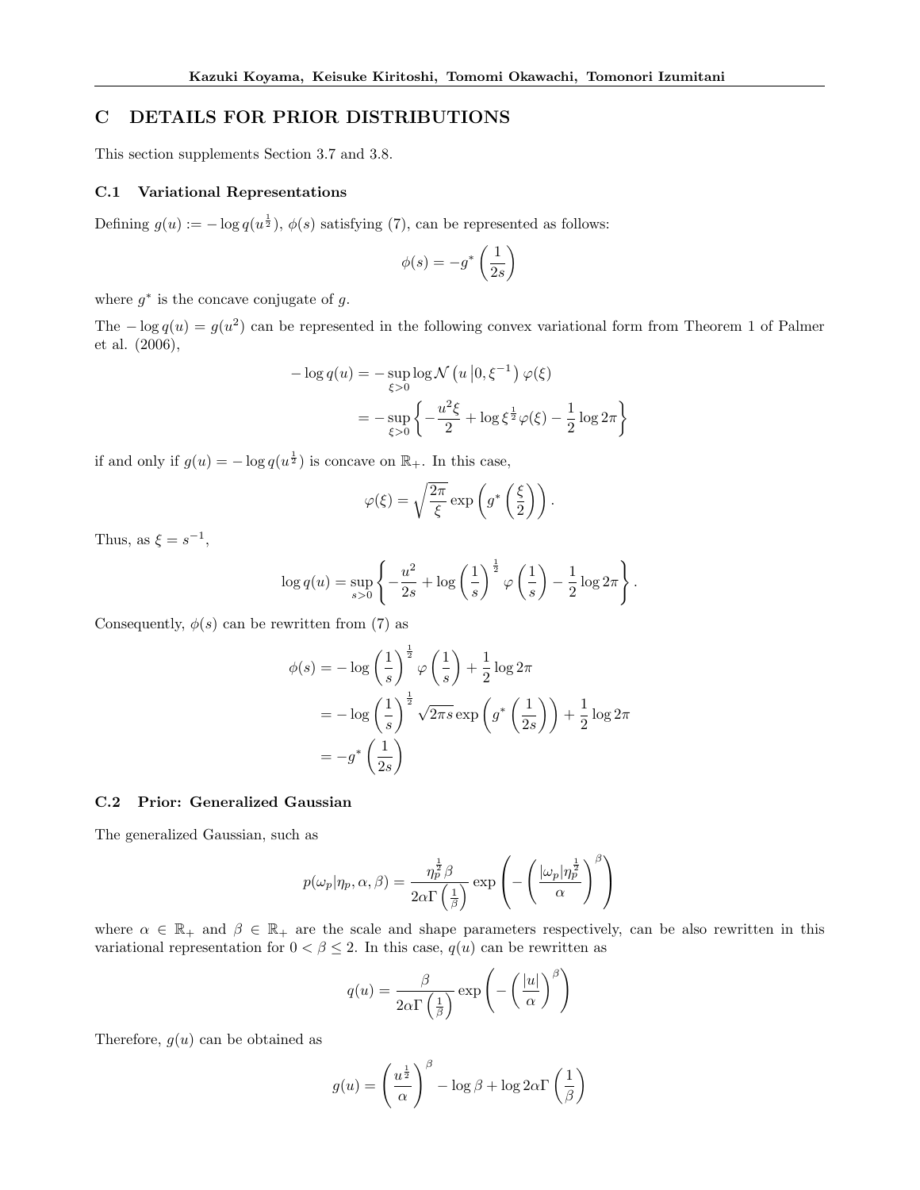## C DETAILS FOR PRIOR DISTRIBUTIONS

This section supplements Section 3.7 and 3.8.

### C.1 Variational Representations

Defining $g(u) := -\log q(u^{\frac{1}{2}})$, $\phi(s)$ satisfying (7), can be represented as follows:

$$\phi(s) = -g^*\left(\frac{1}{2s}\right)$$

where $g^*$ is the concave conjugate of $g$.

The $-\log q(u) = g(u^2)$ can be represented in the following convex variational form from Theorem 1 of Palmer et al. (2006),

$$\begin{aligned}
-\log q(u) &= -\sup_{\xi>0} \log \mathcal{N}\left(u \,\middle|\, 0, \xi^{-1}\right) \varphi(\xi) \\
&= -\sup_{\xi>0} \left\{ -\frac{u^2 \xi}{2} + \log \xi^{\frac{1}{2}} \varphi(\xi) - \frac{1}{2}\log 2\pi \right\}
\end{aligned}$$

if and only if $g(u) = -\log q(u^{\frac{1}{2}})$ is concave on $\mathbb{R}_+$. In this case,

$$\varphi(\xi) = \sqrt{\frac{2\pi}{\xi}} \exp\left(g^*\left(\frac{\xi}{2}\right)\right).$$

Thus, as $\xi = s^{-1}$,

$$\log q(u) = \sup_{s>0} \left\{ -\frac{u^2}{2s} + \log\left(\frac{1}{s}\right)^{\frac{1}{2}} \varphi\left(\frac{1}{s}\right) - \frac{1}{2}\log 2\pi \right\}.$$

Consequently, $\phi(s)$ can be rewritten from (7) as

$$\begin{aligned}
\phi(s) &= -\log\left(\frac{1}{s}\right)^{\frac{1}{2}} \varphi\left(\frac{1}{s}\right) + \frac{1}{2}\log 2\pi \\
&= -\log\left(\frac{1}{s}\right)^{\frac{1}{2}} \sqrt{2\pi s} \exp\left(g^*\left(\frac{1}{2s}\right)\right) + \frac{1}{2}\log 2\pi \\
&= -g^*\left(\frac{1}{2s}\right)
\end{aligned}$$

### C.2 Prior: Generalized Gaussian

The generalized Gaussian, such as

$$p(\omega_p|\eta_p, \alpha, \beta) = \frac{\eta_p^{\frac{1}{2}} \beta}{2\alpha\Gamma\left(\frac{1}{\beta}\right)} \exp\left(-\left(\frac{|\omega_p|\eta_p^{\frac{1}{2}}}{\alpha}\right)^{\beta}\right)$$

where $\alpha \in \mathbb{R}_+$ and $\beta \in \mathbb{R}_+$ are the scale and shape parameters respectively, can be also rewritten in this variational representation for $0 < \beta \leq 2$. In this case, $q(u)$ can be rewritten as

$$q(u) = \frac{\beta}{2\alpha\Gamma\left(\frac{1}{\beta}\right)} \exp\left(-\left(\frac{|u|}{\alpha}\right)^{\beta}\right)$$

Therefore, $g(u)$ can be obtained as

$$g(u) = \left(\frac{u^{\frac{1}{2}}}{\alpha}\right)^{\beta} - \log\beta + \log 2\alpha\Gamma\left(\frac{1}{\beta}\right)$$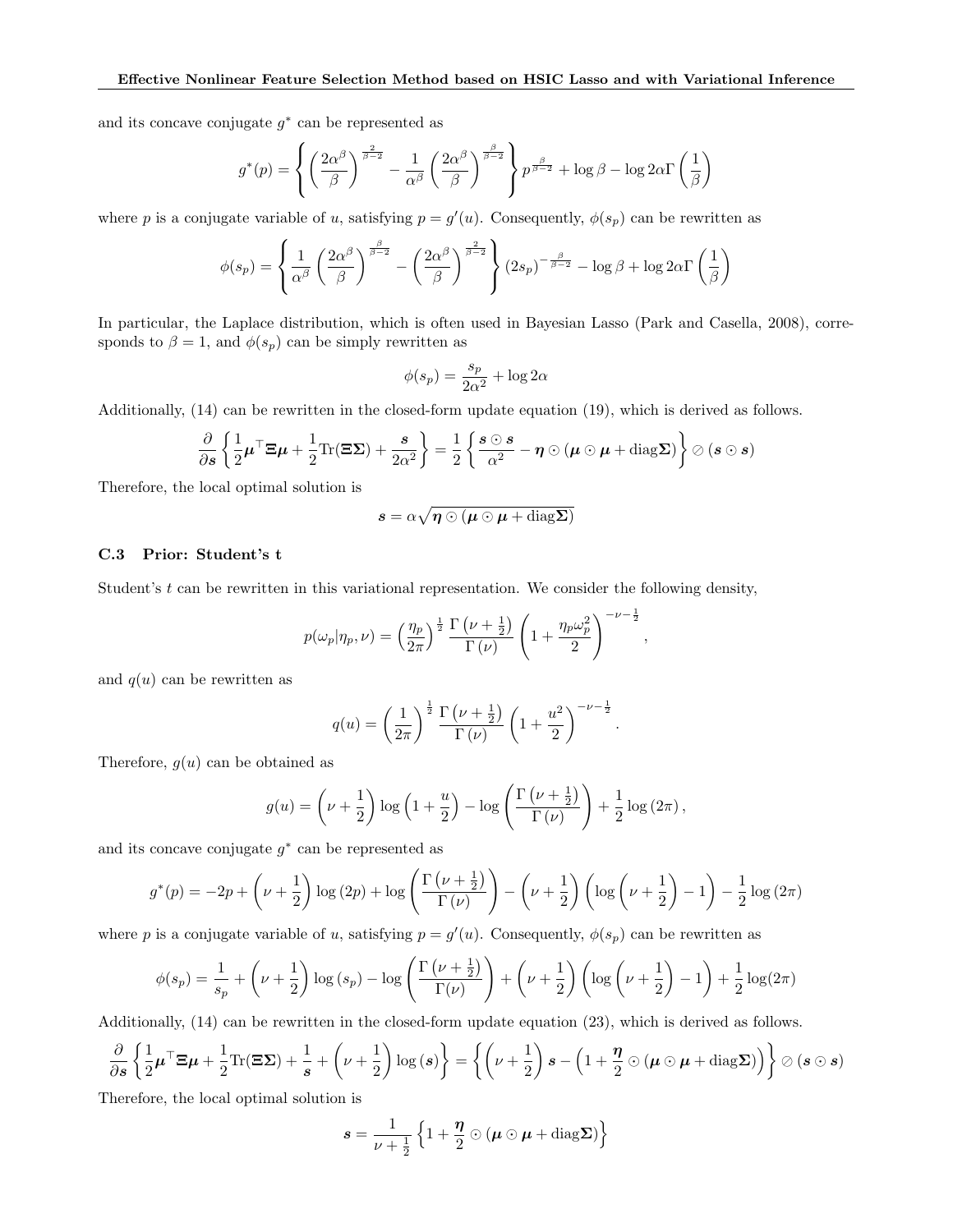and its concave conjugate $g^*$ can be represented as

$$g^*(p) = \left\{ \left( \frac{2\alpha^\beta}{\beta} \right)^{\frac{2}{\beta-2}} - \frac{1}{\alpha^\beta} \left( \frac{2\alpha^\beta}{\beta} \right)^{\frac{\beta}{\beta-2}} \right\} p^{\frac{\beta}{\beta-2}} + \log \beta - \log 2\alpha \Gamma \left( \frac{1}{\beta} \right)$$

where $p$ is a conjugate variable of $u$, satisfying $p = g'(u)$. Consequently, $\phi(s_p)$ can be rewritten as

$$\phi(s_p) = \left\{ \frac{1}{\alpha^\beta} \left( \frac{2\alpha^\beta}{\beta} \right)^{\frac{\beta}{\beta-2}} - \left( \frac{2\alpha^\beta}{\beta} \right)^{\frac{2}{\beta-2}} \right\} (2s_p)^{-\frac{\beta}{\beta-2}} - \log \beta + \log 2\alpha \Gamma \left( \frac{1}{\beta} \right)$$

In particular, the Laplace distribution, which is often used in Bayesian Lasso (Park and Casella, 2008), corresponds to $\beta = 1$, and $\phi(s_p)$ can be simply rewritten as

$$\phi(s_p) = \frac{s_p}{2\alpha^2} + \log 2\alpha$$

Additionally, (14) can be rewritten in the closed-form update equation (19), which is derived as follows.

$$\frac{\partial}{\partial \boldsymbol{s}} \left\{ \frac{1}{2} \boldsymbol{\mu}^\top \boldsymbol{\Xi} \boldsymbol{\mu} + \frac{1}{2} \mathrm{Tr}(\boldsymbol{\Xi}\boldsymbol{\Sigma}) + \frac{\boldsymbol{s}}{2\alpha^2} \right\} = \frac{1}{2} \left\{ \frac{\boldsymbol{s} \odot \boldsymbol{s}}{\alpha^2} - \boldsymbol{\eta} \odot (\boldsymbol{\mu} \odot \boldsymbol{\mu} + \mathrm{diag}\boldsymbol{\Sigma}) \right\} \oslash (\boldsymbol{s} \odot \boldsymbol{s})$$

Therefore, the local optimal solution is

$$\boldsymbol{s} = \alpha \sqrt{\boldsymbol{\eta} \odot (\boldsymbol{\mu} \odot \boldsymbol{\mu} + \mathrm{diag}\boldsymbol{\Sigma})}$$

### C.3 Prior: Student's t

Student's $t$ can be rewritten in this variational representation. We consider the following density,

$$p(\omega_p | \eta_p, \nu) = \left( \frac{\eta_p}{2\pi} \right)^{\frac{1}{2}} \frac{\Gamma\left(\nu + \frac{1}{2}\right)}{\Gamma(\nu)} \left( 1 + \frac{\eta_p \omega_p^2}{2} \right)^{-\nu - \frac{1}{2}},$$

and $q(u)$ can be rewritten as

$$q(u) = \left( \frac{1}{2\pi} \right)^{\frac{1}{2}} \frac{\Gamma\left(\nu + \frac{1}{2}\right)}{\Gamma(\nu)} \left( 1 + \frac{u^2}{2} \right)^{-\nu - \frac{1}{2}}.$$

Therefore, $g(u)$ can be obtained as

$$g(u) = \left( \nu + \frac{1}{2} \right) \log \left( 1 + \frac{u}{2} \right) - \log \left( \frac{\Gamma\left(\nu + \frac{1}{2}\right)}{\Gamma(\nu)} \right) + \frac{1}{2} \log (2\pi),$$

and its concave conjugate $g^*$ can be represented as

$$g^*(p) = -2p + \left( \nu + \frac{1}{2} \right) \log (2p) + \log \left( \frac{\Gamma\left(\nu + \frac{1}{2}\right)}{\Gamma(\nu)} \right) - \left( \nu + \frac{1}{2} \right) \left( \log \left( \nu + \frac{1}{2} \right) - 1 \right) - \frac{1}{2} \log (2\pi)$$

where $p$ is a conjugate variable of $u$, satisfying $p = g'(u)$. Consequently, $\phi(s_p)$ can be rewritten as

$$\phi(s_p) = \frac{1}{s_p} + \left( \nu + \frac{1}{2} \right) \log (s_p) - \log \left( \frac{\Gamma\left(\nu + \frac{1}{2}\right)}{\Gamma(\nu)} \right) + \left( \nu + \frac{1}{2} \right) \left( \log \left( \nu + \frac{1}{2} \right) - 1 \right) + \frac{1}{2} \log(2\pi)$$

Additionally, (14) can be rewritten in the closed-form update equation (23), which is derived as follows.

$$\frac{\partial}{\partial \boldsymbol{s}} \left\{ \frac{1}{2} \boldsymbol{\mu}^\top \boldsymbol{\Xi} \boldsymbol{\mu} + \frac{1}{2} \mathrm{Tr}(\boldsymbol{\Xi}\boldsymbol{\Sigma}) + \frac{1}{\boldsymbol{s}} + \left( \nu + \frac{1}{2} \right) \log (\boldsymbol{s}) \right\} = \left\{ \left( \nu + \frac{1}{2} \right) \boldsymbol{s} - \left( 1 + \frac{\boldsymbol{\eta}}{2} \odot (\boldsymbol{\mu} \odot \boldsymbol{\mu} + \mathrm{diag}\boldsymbol{\Sigma}) \right) \right\} \oslash (\boldsymbol{s} \odot \boldsymbol{s})$$

Therefore, the local optimal solution is

$$\boldsymbol{s} = \frac{1}{\nu + \frac{1}{2}} \left\{ 1 + \frac{\boldsymbol{\eta}}{2} \odot (\boldsymbol{\mu} \odot \boldsymbol{\mu} + \mathrm{diag}\boldsymbol{\Sigma}) \right\}$$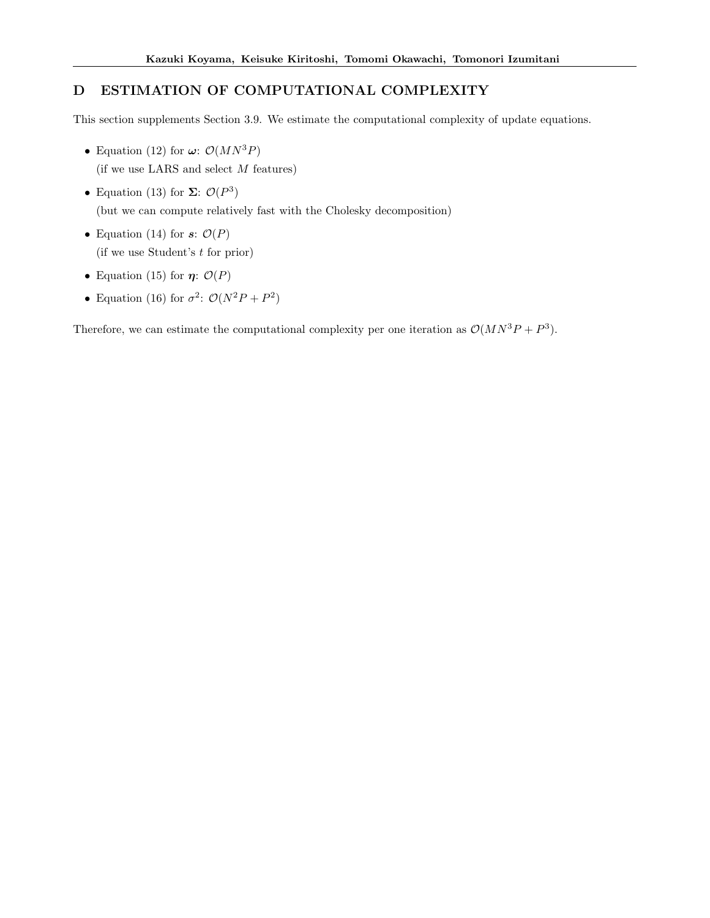# D ESTIMATION OF COMPUTATIONAL COMPLEXITY

This section supplements Section 3.9. We estimate the computational complexity of update equations.

- Equation (12) for $\boldsymbol{\omega}$: $\mathcal{O}(MN^3P)$
  (if we use LARS and select $M$ features)
- Equation (13) for $\boldsymbol{\Sigma}$: $\mathcal{O}(P^3)$
  (but we can compute relatively fast with the Cholesky decomposition)
- Equation (14) for $\boldsymbol{s}$: $\mathcal{O}(P)$
  (if we use Student's $t$ for prior)
- Equation (15) for $\boldsymbol{\eta}$: $\mathcal{O}(P)$
- Equation (16) for $\sigma^2$: $\mathcal{O}(N^2P + P^2)$

Therefore, we can estimate the computational complexity per one iteration as $\mathcal{O}(MN^3P + P^3)$.